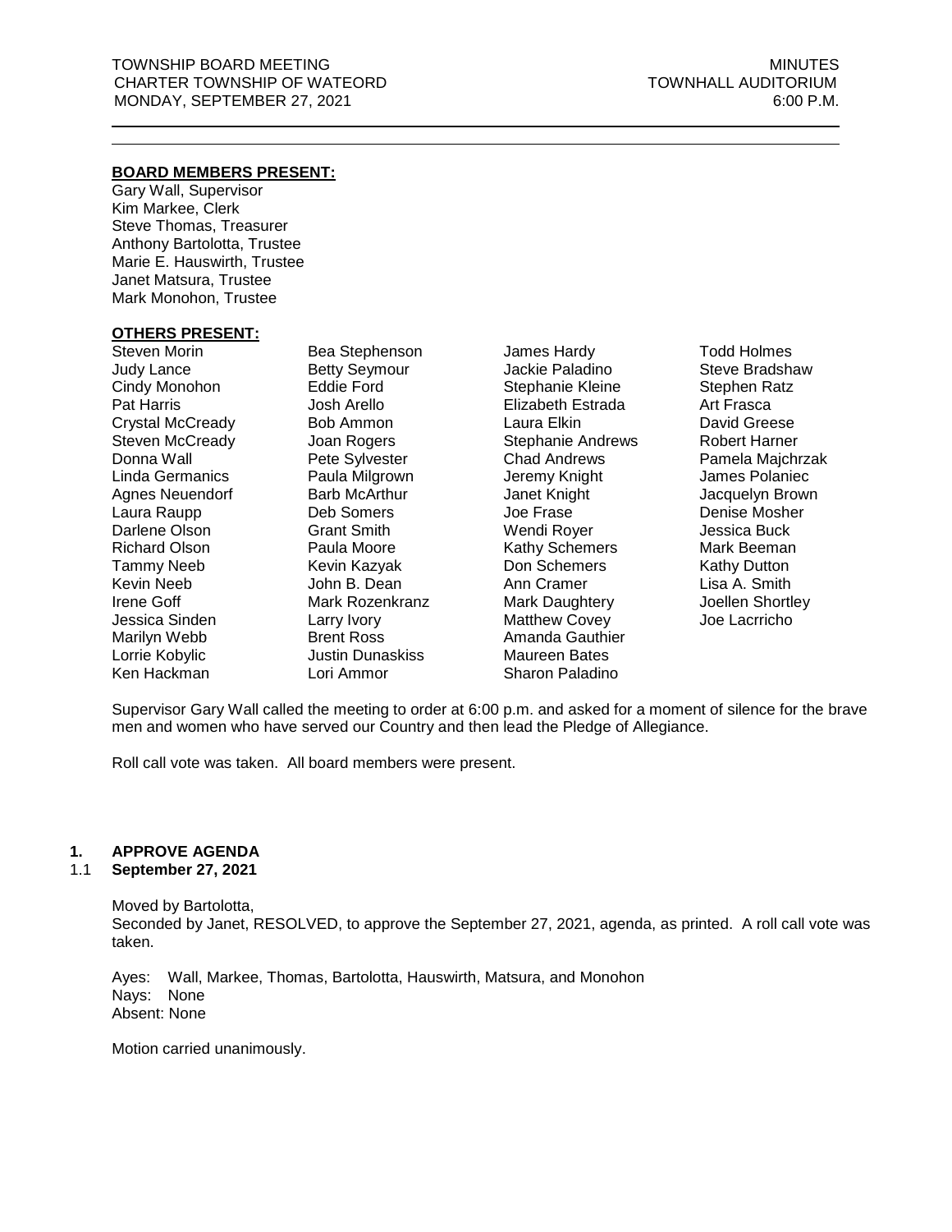TOWNSHIP BOARD MEETING | MINUTES
CHARTER TOWNSHIP OF WATEORD | TOWNHALL AUDITORIUM
MONDAY, SEPTEMBER 27, 2021 | 6:00 P.M.

---

**BOARD MEMBERS PRESENT:**

Gary Wall, Supervisor
Kim Markee, Clerk
Steve Thomas, Treasurer
Anthony Bartolotta, Trustee
Marie E. Hauswirth, Trustee
Janet Matsura, Trustee
Mark Monohon, Trustee

**OTHERS PRESENT:**

| | | | |
|---|---|---|---|
| Steven Morin | Bea Stephenson | James Hardy | Todd Holmes |
| Judy Lance | Betty Seymour | Jackie Paladino | Steve Bradshaw |
| Cindy Monohon | Eddie Ford | Stephanie Kleine | Stephen Ratz |
| Pat Harris | Josh Arello | Elizabeth Estrada | Art Frasca |
| Crystal McCready | Bob Ammon | Laura Elkin | David Greese |
| Steven McCready | Joan Rogers | Stephanie Andrews | Robert Harner |
| Donna Wall | Pete Sylvester | Chad Andrews | Pamela Majchrzak |
| Linda Germanics | Paula Milgrown | Jeremy Knight | James Polaniec |
| Agnes Neuendorf | Barb McArthur | Janet Knight | Jacquelyn Brown |
| Laura Raupp | Deb Somers | Joe Frase | Denise Mosher |
| Darlene Olson | Grant Smith | Wendi Royer | Jessica Buck |
| Richard Olson | Paula Moore | Kathy Schemers | Mark Beeman |
| Tammy Neeb | Kevin Kazyak | Don Schemers | Kathy Dutton |
| Kevin Neeb | John B. Dean | Ann Cramer | Lisa A. Smith |
| Irene Goff | Mark Rozenkranz | Mark Daughtery | Joellen Shortley |
| Jessica Sinden | Larry Ivory | Matthew Covey | Joe Lacrricho |
| Marilyn Webb | Brent Ross | Amanda Gauthier | |
| Lorrie Kobylic | Justin Dunaskiss | Maureen Bates | |
| Ken Hackman | Lori Ammor | Sharon Paladino | |

Supervisor Gary Wall called the meeting to order at 6:00 p.m. and asked for a moment of silence for the brave men and women who have served our Country and then lead the Pledge of Allegiance.

Roll call vote was taken. All board members were present.

## 1. APPROVE AGENDA

### 1.1 September 27, 2021

Moved by Bartolotta,
Seconded by Janet, RESOLVED, to approve the September 27, 2021, agenda, as printed. A roll call vote was taken.

Ayes: Wall, Markee, Thomas, Bartolotta, Hauswirth, Matsura, and Monohon
Nays: None
Absent: None

Motion carried unanimously.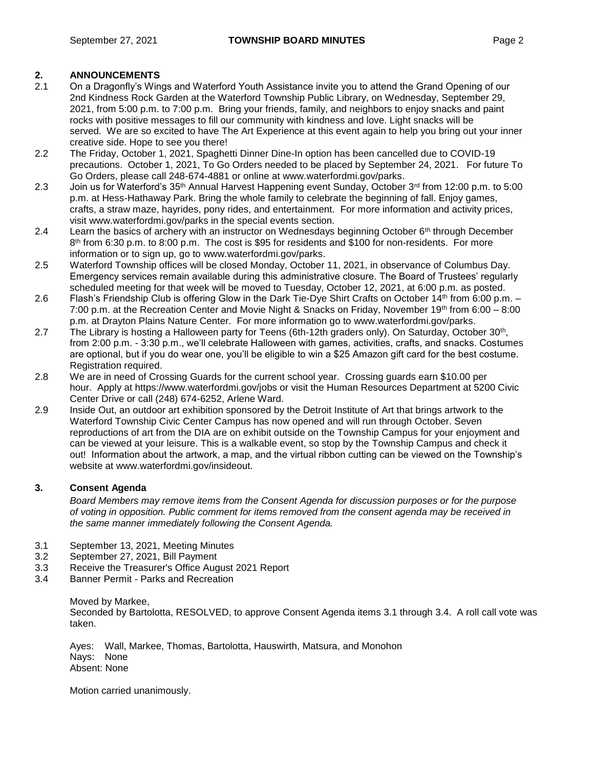## 2. ANNOUNCEMENTS

2.1 On a Dragonfly's Wings and Waterford Youth Assistance invite you to attend the Grand Opening of our 2nd Kindness Rock Garden at the Waterford Township Public Library, on Wednesday, September 29, 2021, from 5:00 p.m. to 7:00 p.m. Bring your friends, family, and neighbors to enjoy snacks and paint rocks with positive messages to fill our community with kindness and love. Light snacks will be served. We are so excited to have The Art Experience at this event again to help you bring out your inner creative side. Hope to see you there!

2.2 The Friday, October 1, 2021, Spaghetti Dinner Dine-In option has been cancelled due to COVID-19 precautions. October 1, 2021, To Go Orders needed to be placed by September 24, 2021. For future To Go Orders, please call 248-674-4881 or online at www.waterfordmi.gov/parks.

2.3 Join us for Waterford's 35th Annual Harvest Happening event Sunday, October 3rd from 12:00 p.m. to 5:00 p.m. at Hess-Hathaway Park. Bring the whole family to celebrate the beginning of fall. Enjoy games, crafts, a straw maze, hayrides, pony rides, and entertainment. For more information and activity prices, visit www.waterfordmi.gov/parks in the special events section.

2.4 Learn the basics of archery with an instructor on Wednesdays beginning October 6th through December 8th from 6:30 p.m. to 8:00 p.m. The cost is $95 for residents and $100 for non-residents. For more information or to sign up, go to www.waterfordmi.gov/parks.

2.5 Waterford Township offices will be closed Monday, October 11, 2021, in observance of Columbus Day. Emergency services remain available during this administrative closure. The Board of Trustees' regularly scheduled meeting for that week will be moved to Tuesday, October 12, 2021, at 6:00 p.m. as posted.

2.6 Flash's Friendship Club is offering Glow in the Dark Tie-Dye Shirt Crafts on October 14th from 6:00 p.m. – 7:00 p.m. at the Recreation Center and Movie Night & Snacks on Friday, November 19th from 6:00 – 8:00 p.m. at Drayton Plains Nature Center. For more information go to www.waterfordmi.gov/parks.

2.7 The Library is hosting a Halloween party for Teens (6th-12th graders only). On Saturday, October 30th, from 2:00 p.m. - 3:30 p.m., we'll celebrate Halloween with games, activities, crafts, and snacks. Costumes are optional, but if you do wear one, you'll be eligible to win a $25 Amazon gift card for the best costume. Registration required.

2.8 We are in need of Crossing Guards for the current school year. Crossing guards earn $10.00 per hour. Apply at https://www.waterfordmi.gov/jobs or visit the Human Resources Department at 5200 Civic Center Drive or call (248) 674-6252, Arlene Ward.

2.9 Inside Out, an outdoor art exhibition sponsored by the Detroit Institute of Art that brings artwork to the Waterford Township Civic Center Campus has now opened and will run through October. Seven reproductions of art from the DIA are on exhibit outside on the Township Campus for your enjoyment and can be viewed at your leisure. This is a walkable event, so stop by the Township Campus and check it out! Information about the artwork, a map, and the virtual ribbon cutting can be viewed on the Township's website at www.waterfordmi.gov/insideout.

## 3. Consent Agenda

*Board Members may remove items from the Consent Agenda for discussion purposes or for the purpose of voting in opposition. Public comment for items removed from the consent agenda may be received in the same manner immediately following the Consent Agenda.*

3.1 September 13, 2021, Meeting Minutes
3.2 September 27, 2021, Bill Payment
3.3 Receive the Treasurer's Office August 2021 Report
3.4 Banner Permit - Parks and Recreation

Moved by Markee,
Seconded by Bartolotta, RESOLVED, to approve Consent Agenda items 3.1 through 3.4. A roll call vote was taken.

Ayes: Wall, Markee, Thomas, Bartolotta, Hauswirth, Matsura, and Monohon
Nays: None
Absent: None

Motion carried unanimously.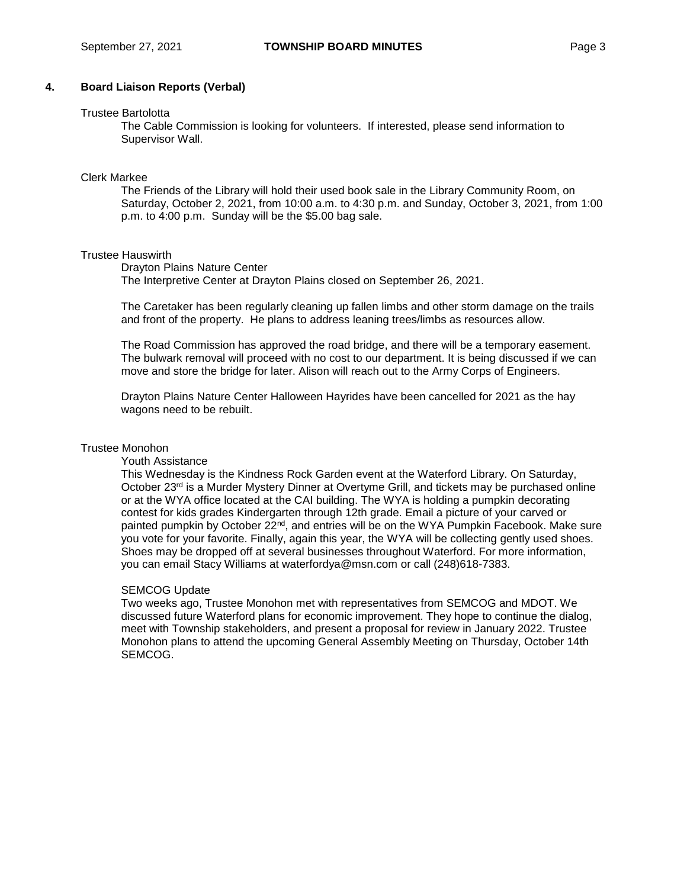## 4. Board Liaison Reports (Verbal)

Trustee Bartolotta

The Cable Commission is looking for volunteers. If interested, please send information to Supervisor Wall.

Clerk Markee

The Friends of the Library will hold their used book sale in the Library Community Room, on Saturday, October 2, 2021, from 10:00 a.m. to 4:30 p.m. and Sunday, October 3, 2021, from 1:00 p.m. to 4:00 p.m. Sunday will be the $5.00 bag sale.

Trustee Hauswirth

Drayton Plains Nature Center

The Interpretive Center at Drayton Plains closed on September 26, 2021.

The Caretaker has been regularly cleaning up fallen limbs and other storm damage on the trails and front of the property. He plans to address leaning trees/limbs as resources allow.

The Road Commission has approved the road bridge, and there will be a temporary easement. The bulwark removal will proceed with no cost to our department. It is being discussed if we can move and store the bridge for later. Alison will reach out to the Army Corps of Engineers.

Drayton Plains Nature Center Halloween Hayrides have been cancelled for 2021 as the hay wagons need to be rebuilt.

Trustee Monohon

Youth Assistance

This Wednesday is the Kindness Rock Garden event at the Waterford Library. On Saturday, October 23rd is a Murder Mystery Dinner at Overtyme Grill, and tickets may be purchased online or at the WYA office located at the CAI building. The WYA is holding a pumpkin decorating contest for kids grades Kindergarten through 12th grade. Email a picture of your carved or painted pumpkin by October 22nd, and entries will be on the WYA Pumpkin Facebook. Make sure you vote for your favorite. Finally, again this year, the WYA will be collecting gently used shoes. Shoes may be dropped off at several businesses throughout Waterford. For more information, you can email Stacy Williams at waterfordya@msn.com or call (248)618-7383.

SEMCOG Update

Two weeks ago, Trustee Monohon met with representatives from SEMCOG and MDOT. We discussed future Waterford plans for economic improvement. They hope to continue the dialog, meet with Township stakeholders, and present a proposal for review in January 2022. Trustee Monohon plans to attend the upcoming General Assembly Meeting on Thursday, October 14th SEMCOG.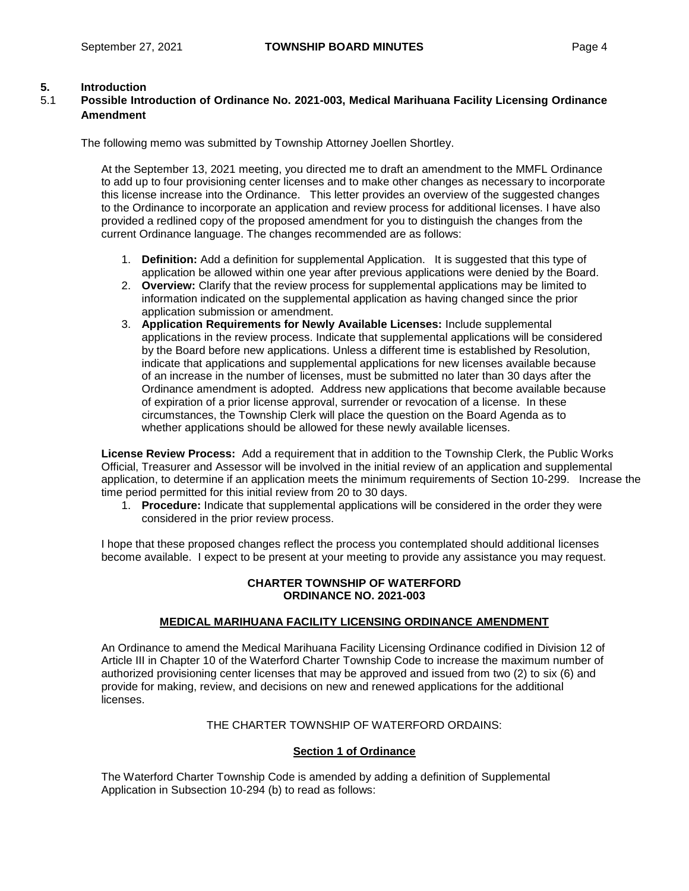## 5. Introduction

### 5.1 Possible Introduction of Ordinance No. 2021-003, Medical Marihuana Facility Licensing Ordinance Amendment

The following memo was submitted by Township Attorney Joellen Shortley.

At the September 13, 2021 meeting, you directed me to draft an amendment to the MMFL Ordinance to add up to four provisioning center licenses and to make other changes as necessary to incorporate this license increase into the Ordinance. This letter provides an overview of the suggested changes to the Ordinance to incorporate an application and review process for additional licenses. I have also provided a redlined copy of the proposed amendment for you to distinguish the changes from the current Ordinance language. The changes recommended are as follows:

1. **Definition:** Add a definition for supplemental Application. It is suggested that this type of application be allowed within one year after previous applications were denied by the Board.
2. **Overview:** Clarify that the review process for supplemental applications may be limited to information indicated on the supplemental application as having changed since the prior application submission or amendment.
3. **Application Requirements for Newly Available Licenses:** Include supplemental applications in the review process. Indicate that supplemental applications will be considered by the Board before new applications. Unless a different time is established by Resolution, indicate that applications and supplemental applications for new licenses available because of an increase in the number of licenses, must be submitted no later than 30 days after the Ordinance amendment is adopted. Address new applications that become available because of expiration of a prior license approval, surrender or revocation of a license. In these circumstances, the Township Clerk will place the question on the Board Agenda as to whether applications should be allowed for these newly available licenses.

**License Review Process:** Add a requirement that in addition to the Township Clerk, the Public Works Official, Treasurer and Assessor will be involved in the initial review of an application and supplemental application, to determine if an application meets the minimum requirements of Section 10-299. Increase the time period permitted for this initial review from 20 to 30 days.

1. **Procedure:** Indicate that supplemental applications will be considered in the order they were considered in the prior review process.

I hope that these proposed changes reflect the process you contemplated should additional licenses become available. I expect to be present at your meeting to provide any assistance you may request.

**CHARTER TOWNSHIP OF WATERFORD**
**ORDINANCE NO. 2021-003**

**MEDICAL MARIHUANA FACILITY LICENSING ORDINANCE AMENDMENT**

An Ordinance to amend the Medical Marihuana Facility Licensing Ordinance codified in Division 12 of Article III in Chapter 10 of the Waterford Charter Township Code to increase the maximum number of authorized provisioning center licenses that may be approved and issued from two (2) to six (6) and provide for making, review, and decisions on new and renewed applications for the additional licenses.

THE CHARTER TOWNSHIP OF WATERFORD ORDAINS:

**Section 1 of Ordinance**

The Waterford Charter Township Code is amended by adding a definition of Supplemental Application in Subsection 10-294 (b) to read as follows: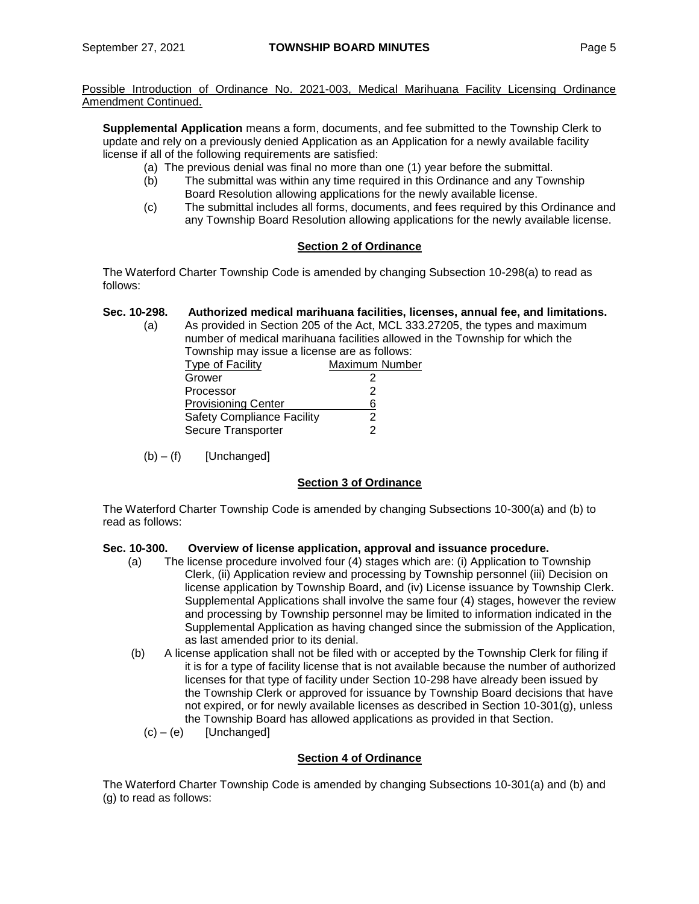Possible Introduction of Ordinance No. 2021-003, Medical Marihuana Facility Licensing Ordinance Amendment Continued.

**Supplemental Application** means a form, documents, and fee submitted to the Township Clerk to update and rely on a previously denied Application as an Application for a newly available facility license if all of the following requirements are satisfied:

(a) The previous denial was final no more than one (1) year before the submittal.

(b) The submittal was within any time required in this Ordinance and any Township Board Resolution allowing applications for the newly available license.

(c) The submittal includes all forms, documents, and fees required by this Ordinance and any Township Board Resolution allowing applications for the newly available license.

**Section 2 of Ordinance**

The Waterford Charter Township Code is amended by changing Subsection 10-298(a) to read as follows:

**Sec. 10-298. Authorized medical marihuana facilities, licenses, annual fee, and limitations.**

(a) As provided in Section 205 of the Act, MCL 333.27205, the types and maximum number of medical marihuana facilities allowed in the Township for which the Township may issue a license are as follows:

| Type of Facility | Maximum Number |
|---|---|
| Grower | 2 |
| Processor | 2 |
| Provisioning Center | 6 |
| Safety Compliance Facility | 2 |
| Secure Transporter | 2 |

(b) – (f) [Unchanged]

**Section 3 of Ordinance**

The Waterford Charter Township Code is amended by changing Subsections 10-300(a) and (b) to read as follows:

**Sec. 10-300. Overview of license application, approval and issuance procedure.**

(a) The license procedure involved four (4) stages which are: (i) Application to Township Clerk, (ii) Application review and processing by Township personnel (iii) Decision on license application by Township Board, and (iv) License issuance by Township Clerk. Supplemental Applications shall involve the same four (4) stages, however the review and processing by Township personnel may be limited to information indicated in the Supplemental Application as having changed since the submission of the Application, as last amended prior to its denial.

(b) A license application shall not be filed with or accepted by the Township Clerk for filing if it is for a type of facility license that is not available because the number of authorized licenses for that type of facility under Section 10-298 have already been issued by the Township Clerk or approved for issuance by Township Board decisions that have not expired, or for newly available licenses as described in Section 10-301(g), unless the Township Board has allowed applications as provided in that Section.

(c) – (e) [Unchanged]

**Section 4 of Ordinance**

The Waterford Charter Township Code is amended by changing Subsections 10-301(a) and (b) and (g) to read as follows: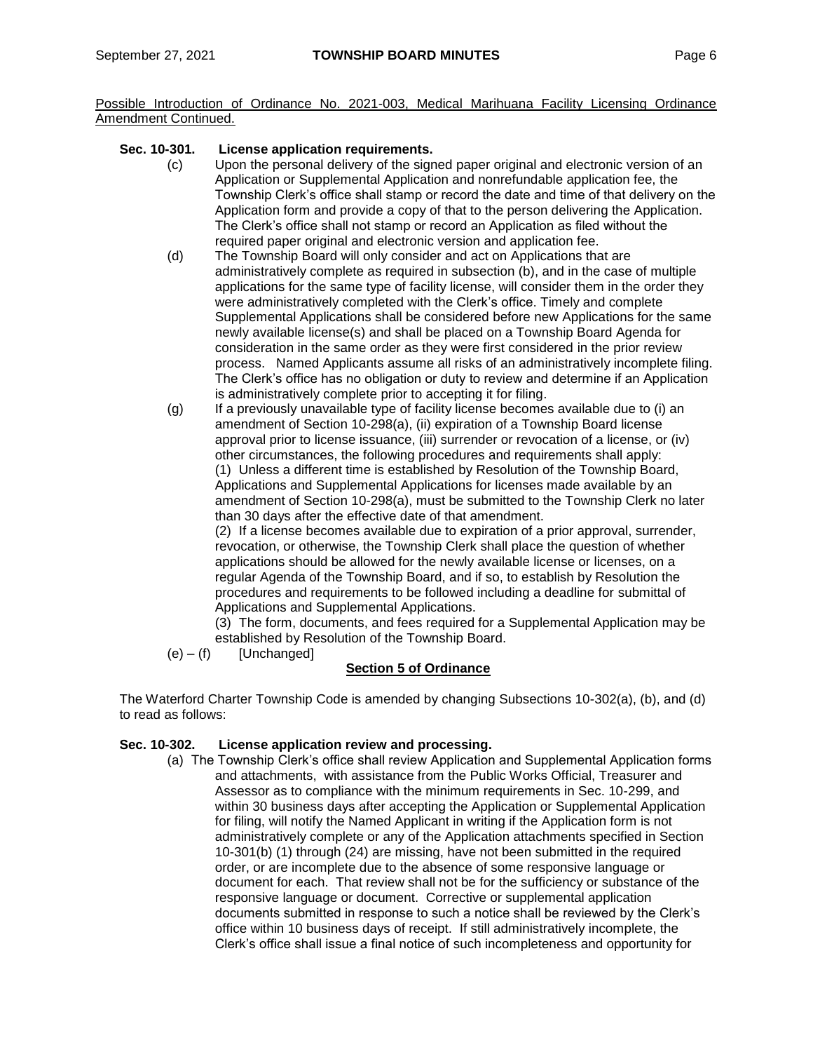Possible Introduction of Ordinance No. 2021-003, Medical Marihuana Facility Licensing Ordinance Amendment Continued.

**Sec. 10-301. License application requirements.**

(c) Upon the personal delivery of the signed paper original and electronic version of an Application or Supplemental Application and nonrefundable application fee, the Township Clerk's office shall stamp or record the date and time of that delivery on the Application form and provide a copy of that to the person delivering the Application. The Clerk's office shall not stamp or record an Application as filed without the required paper original and electronic version and application fee.

(d) The Township Board will only consider and act on Applications that are administratively complete as required in subsection (b), and in the case of multiple applications for the same type of facility license, will consider them in the order they were administratively completed with the Clerk's office. Timely and complete Supplemental Applications shall be considered before new Applications for the same newly available license(s) and shall be placed on a Township Board Agenda for consideration in the same order as they were first considered in the prior review process. Named Applicants assume all risks of an administratively incomplete filing. The Clerk's office has no obligation or duty to review and determine if an Application is administratively complete prior to accepting it for filing.

(g) If a previously unavailable type of facility license becomes available due to (i) an amendment of Section 10-298(a), (ii) expiration of a Township Board license approval prior to license issuance, (iii) surrender or revocation of a license, or (iv) other circumstances, the following procedures and requirements shall apply:
(1) Unless a different time is established by Resolution of the Township Board, Applications and Supplemental Applications for licenses made available by an amendment of Section 10-298(a), must be submitted to the Township Clerk no later than 30 days after the effective date of that amendment.
(2) If a license becomes available due to expiration of a prior approval, surrender, revocation, or otherwise, the Township Clerk shall place the question of whether applications should be allowed for the newly available license or licenses, on a regular Agenda of the Township Board, and if so, to establish by Resolution the procedures and requirements to be followed including a deadline for submittal of Applications and Supplemental Applications.
(3) The form, documents, and fees required for a Supplemental Application may be established by Resolution of the Township Board.

(e) – (f) [Unchanged]

**Section 5 of Ordinance**

The Waterford Charter Township Code is amended by changing Subsections 10-302(a), (b), and (d) to read as follows:

**Sec. 10-302. License application review and processing.**

(a) The Township Clerk's office shall review Application and Supplemental Application forms and attachments, with assistance from the Public Works Official, Treasurer and Assessor as to compliance with the minimum requirements in Sec. 10-299, and within 30 business days after accepting the Application or Supplemental Application for filing, will notify the Named Applicant in writing if the Application form is not administratively complete or any of the Application attachments specified in Section 10-301(b) (1) through (24) are missing, have not been submitted in the required order, or are incomplete due to the absence of some responsive language or document for each. That review shall not be for the sufficiency or substance of the responsive language or document. Corrective or supplemental application documents submitted in response to such a notice shall be reviewed by the Clerk's office within 10 business days of receipt. If still administratively incomplete, the Clerk's office shall issue a final notice of such incompleteness and opportunity for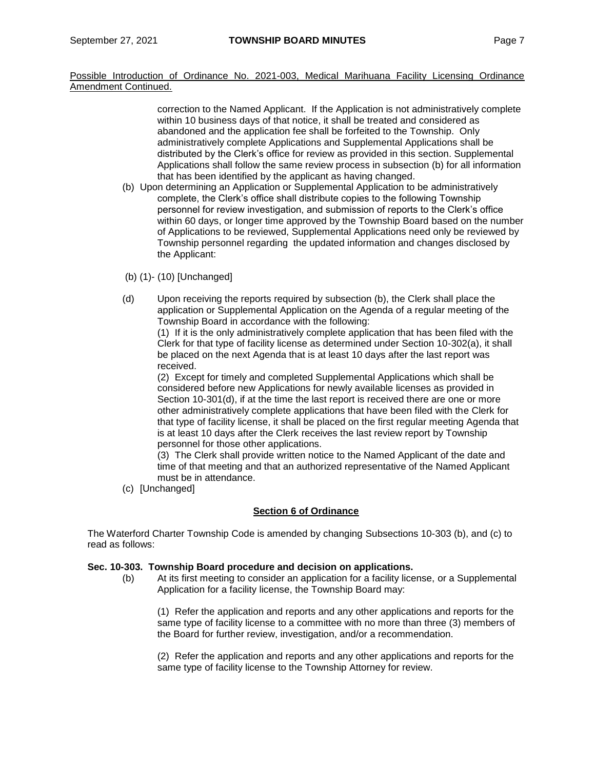Possible Introduction of Ordinance No. 2021-003, Medical Marihuana Facility Licensing Ordinance Amendment Continued.

correction to the Named Applicant. If the Application is not administratively complete within 10 business days of that notice, it shall be treated and considered as abandoned and the application fee shall be forfeited to the Township. Only administratively complete Applications and Supplemental Applications shall be distributed by the Clerk's office for review as provided in this section. Supplemental Applications shall follow the same review process in subsection (b) for all information that has been identified by the applicant as having changed.

(b) Upon determining an Application or Supplemental Application to be administratively complete, the Clerk's office shall distribute copies to the following Township personnel for review investigation, and submission of reports to the Clerk's office within 60 days, or longer time approved by the Township Board based on the number of Applications to be reviewed, Supplemental Applications need only be reviewed by Township personnel regarding the updated information and changes disclosed by the Applicant:

(b) (1)- (10) [Unchanged]

(d) Upon receiving the reports required by subsection (b), the Clerk shall place the application or Supplemental Application on the Agenda of a regular meeting of the Township Board in accordance with the following:

(1) If it is the only administratively complete application that has been filed with the Clerk for that type of facility license as determined under Section 10-302(a), it shall be placed on the next Agenda that is at least 10 days after the last report was received.

(2) Except for timely and completed Supplemental Applications which shall be considered before new Applications for newly available licenses as provided in Section 10-301(d), if at the time the last report is received there are one or more other administratively complete applications that have been filed with the Clerk for that type of facility license, it shall be placed on the first regular meeting Agenda that is at least 10 days after the Clerk receives the last review report by Township personnel for those other applications.

(3) The Clerk shall provide written notice to the Named Applicant of the date and time of that meeting and that an authorized representative of the Named Applicant must be in attendance.

(c) [Unchanged]

**Section 6 of Ordinance**

The Waterford Charter Township Code is amended by changing Subsections 10-303 (b), and (c) to read as follows:

**Sec. 10-303. Township Board procedure and decision on applications.**

(b) At its first meeting to consider an application for a facility license, or a Supplemental Application for a facility license, the Township Board may:

(1) Refer the application and reports and any other applications and reports for the same type of facility license to a committee with no more than three (3) members of the Board for further review, investigation, and/or a recommendation.

(2) Refer the application and reports and any other applications and reports for the same type of facility license to the Township Attorney for review.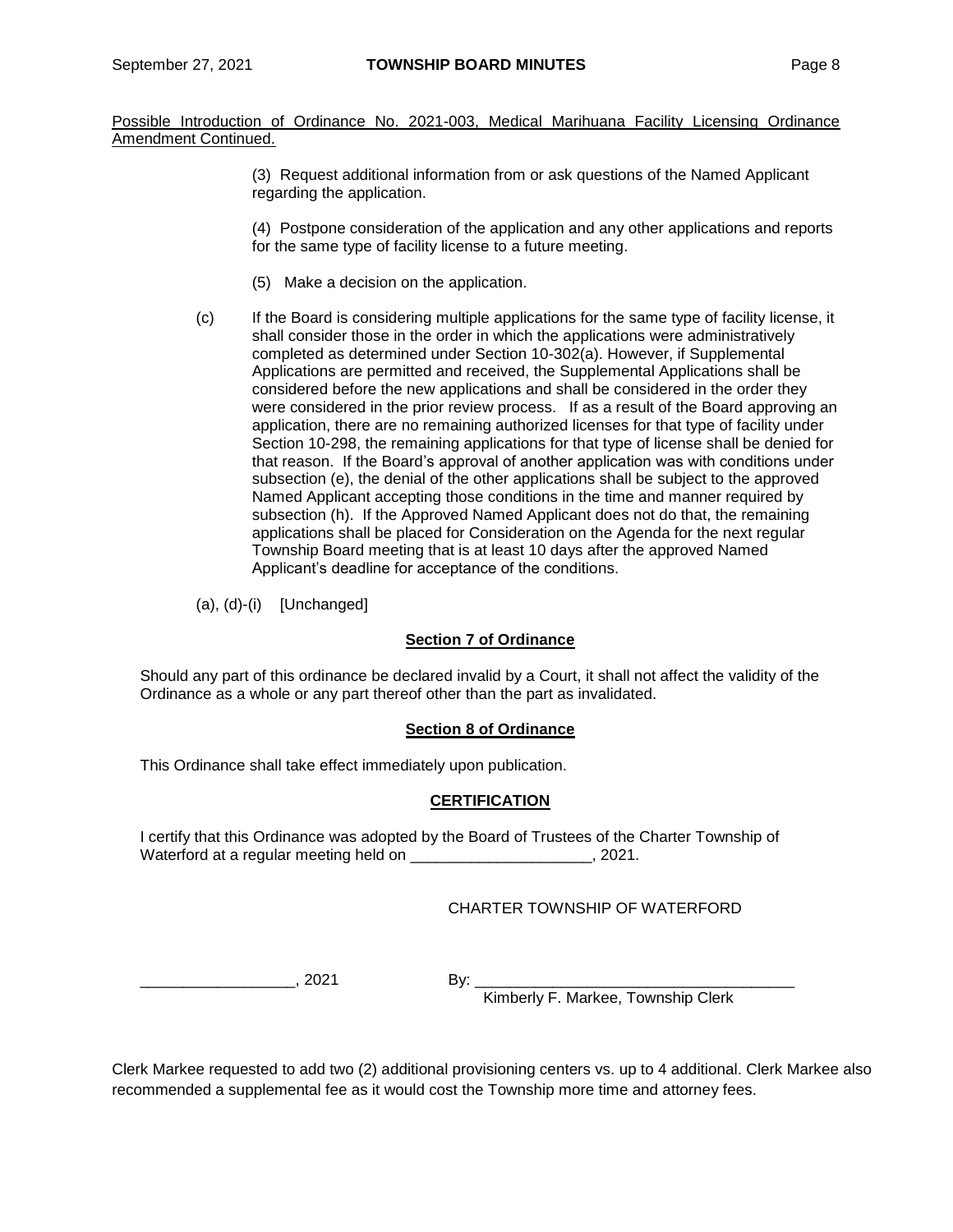Possible Introduction of Ordinance No. 2021-003, Medical Marihuana Facility Licensing Ordinance Amendment Continued.

(3) Request additional information from or ask questions of the Named Applicant regarding the application.

(4) Postpone consideration of the application and any other applications and reports for the same type of facility license to a future meeting.

(5) Make a decision on the application.

(c) If the Board is considering multiple applications for the same type of facility license, it shall consider those in the order in which the applications were administratively completed as determined under Section 10-302(a). However, if Supplemental Applications are permitted and received, the Supplemental Applications shall be considered before the new applications and shall be considered in the order they were considered in the prior review process. If as a result of the Board approving an application, there are no remaining authorized licenses for that type of facility under Section 10-298, the remaining applications for that type of license shall be denied for that reason. If the Board's approval of another application was with conditions under subsection (e), the denial of the other applications shall be subject to the approved Named Applicant accepting those conditions in the time and manner required by subsection (h). If the Approved Named Applicant does not do that, the remaining applications shall be placed for Consideration on the Agenda for the next regular Township Board meeting that is at least 10 days after the approved Named Applicant's deadline for acceptance of the conditions.

(a), (d)-(i) [Unchanged]

**Section 7 of Ordinance**

Should any part of this ordinance be declared invalid by a Court, it shall not affect the validity of the Ordinance as a whole or any part thereof other than the part as invalidated.

**Section 8 of Ordinance**

This Ordinance shall take effect immediately upon publication.

**CERTIFICATION**

I certify that this Ordinance was adopted by the Board of Trustees of the Charter Township of Waterford at a regular meeting held on ____________________, 2021.

CHARTER TOWNSHIP OF WATERFORD

_________________, 2021 By: ____________________________________

Kimberly F. Markee, Township Clerk

Clerk Markee requested to add two (2) additional provisioning centers vs. up to 4 additional. Clerk Markee also recommended a supplemental fee as it would cost the Township more time and attorney fees.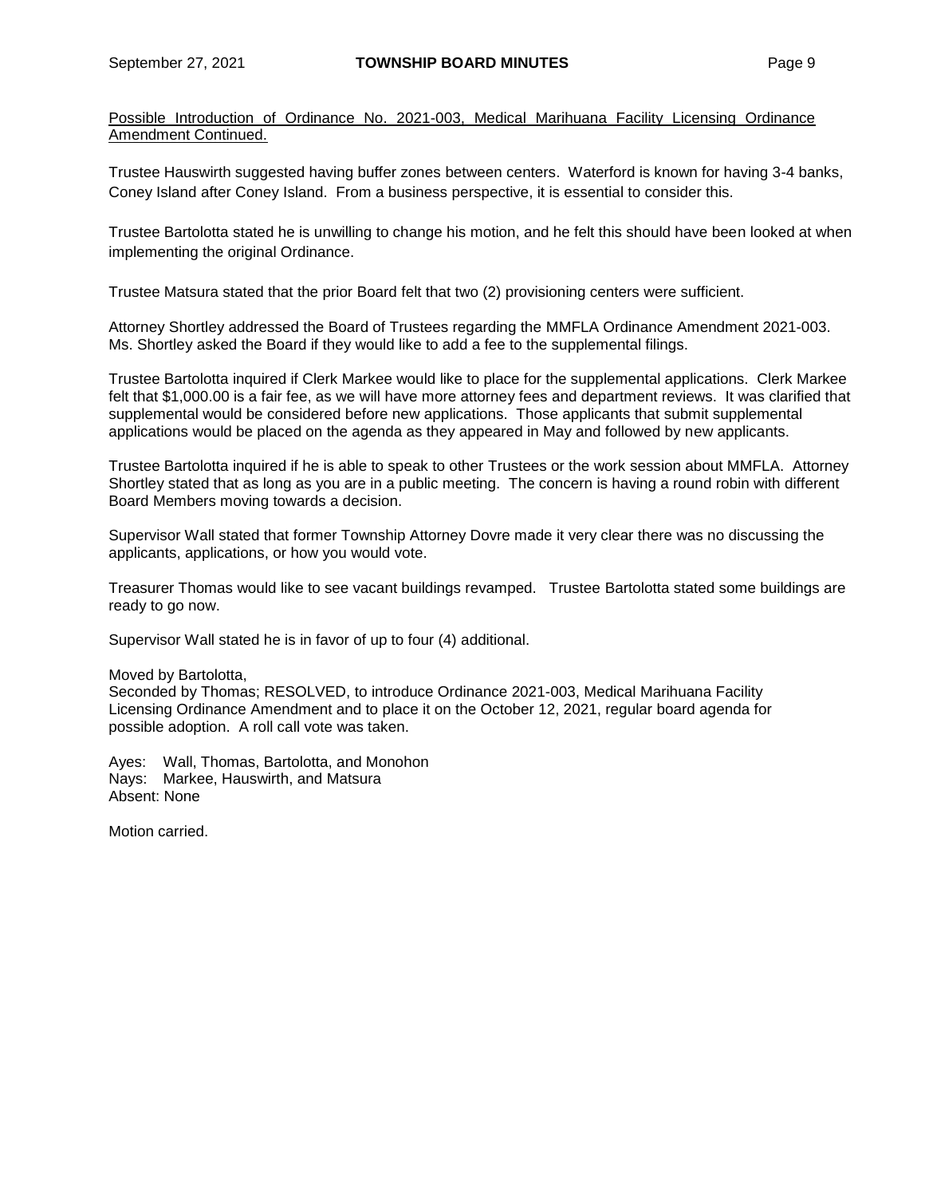Possible Introduction of Ordinance No. 2021-003, Medical Marihuana Facility Licensing Ordinance Amendment Continued.

Trustee Hauswirth suggested having buffer zones between centers. Waterford is known for having 3-4 banks, Coney Island after Coney Island. From a business perspective, it is essential to consider this.

Trustee Bartolotta stated he is unwilling to change his motion, and he felt this should have been looked at when implementing the original Ordinance.

Trustee Matsura stated that the prior Board felt that two (2) provisioning centers were sufficient.

Attorney Shortley addressed the Board of Trustees regarding the MMFLA Ordinance Amendment 2021-003. Ms. Shortley asked the Board if they would like to add a fee to the supplemental filings.

Trustee Bartolotta inquired if Clerk Markee would like to place for the supplemental applications. Clerk Markee felt that $1,000.00 is a fair fee, as we will have more attorney fees and department reviews. It was clarified that supplemental would be considered before new applications. Those applicants that submit supplemental applications would be placed on the agenda as they appeared in May and followed by new applicants.

Trustee Bartolotta inquired if he is able to speak to other Trustees or the work session about MMFLA. Attorney Shortley stated that as long as you are in a public meeting. The concern is having a round robin with different Board Members moving towards a decision.

Supervisor Wall stated that former Township Attorney Dovre made it very clear there was no discussing the applicants, applications, or how you would vote.

Treasurer Thomas would like to see vacant buildings revamped. Trustee Bartolotta stated some buildings are ready to go now.

Supervisor Wall stated he is in favor of up to four (4) additional.

Moved by Bartolotta,
Seconded by Thomas; RESOLVED, to introduce Ordinance 2021-003, Medical Marihuana Facility Licensing Ordinance Amendment and to place it on the October 12, 2021, regular board agenda for possible adoption. A roll call vote was taken.

Ayes: Wall, Thomas, Bartolotta, and Monohon
Nays: Markee, Hauswirth, and Matsura
Absent: None

Motion carried.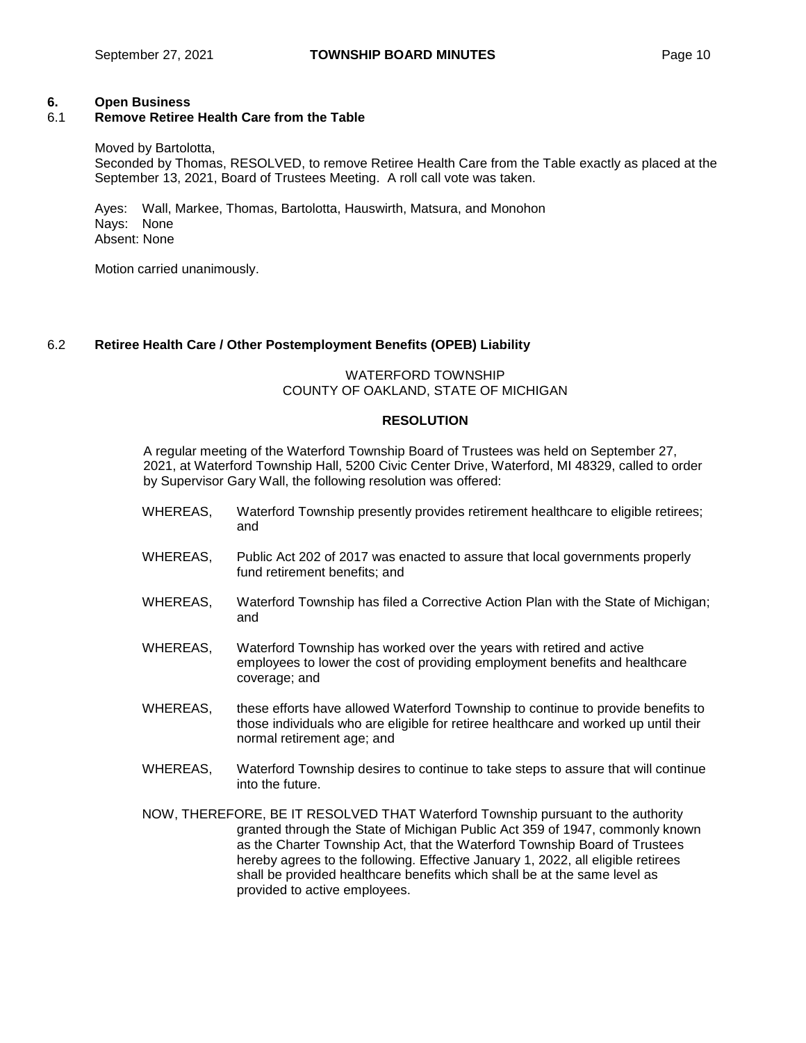## 6. Open Business

### 6.1 Remove Retiree Health Care from the Table

Moved by Bartolotta,
Seconded by Thomas, RESOLVED, to remove Retiree Health Care from the Table exactly as placed at the September 13, 2021, Board of Trustees Meeting. A roll call vote was taken.

Ayes: Wall, Markee, Thomas, Bartolotta, Hauswirth, Matsura, and Monohon
Nays: None
Absent: None

Motion carried unanimously.

### 6.2 Retiree Health Care / Other Postemployment Benefits (OPEB) Liability

WATERFORD TOWNSHIP
COUNTY OF OAKLAND, STATE OF MICHIGAN

**RESOLUTION**

A regular meeting of the Waterford Township Board of Trustees was held on September 27, 2021, at Waterford Township Hall, 5200 Civic Center Drive, Waterford, MI 48329, called to order by Supervisor Gary Wall, the following resolution was offered:

WHEREAS, Waterford Township presently provides retirement healthcare to eligible retirees; and

WHEREAS, Public Act 202 of 2017 was enacted to assure that local governments properly fund retirement benefits; and

WHEREAS, Waterford Township has filed a Corrective Action Plan with the State of Michigan; and

WHEREAS, Waterford Township has worked over the years with retired and active employees to lower the cost of providing employment benefits and healthcare coverage; and

WHEREAS, these efforts have allowed Waterford Township to continue to provide benefits to those individuals who are eligible for retiree healthcare and worked up until their normal retirement age; and

WHEREAS, Waterford Township desires to continue to take steps to assure that will continue into the future.

NOW, THEREFORE, BE IT RESOLVED THAT Waterford Township pursuant to the authority granted through the State of Michigan Public Act 359 of 1947, commonly known as the Charter Township Act, that the Waterford Township Board of Trustees hereby agrees to the following. Effective January 1, 2022, all eligible retirees shall be provided healthcare benefits which shall be at the same level as provided to active employees.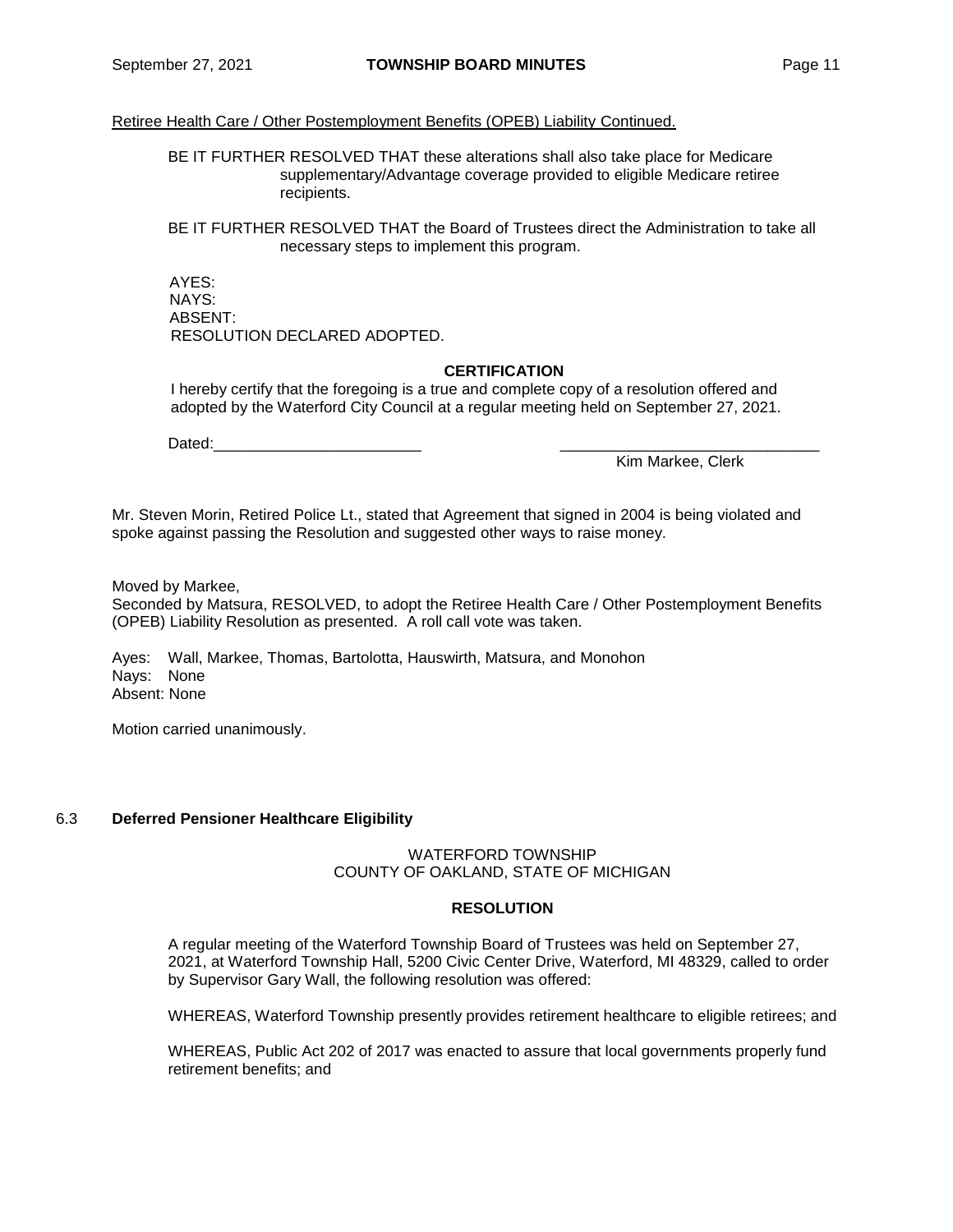Retiree Health Care / Other Postemployment Benefits (OPEB) Liability Continued.

BE IT FURTHER RESOLVED THAT these alterations shall also take place for Medicare supplementary/Advantage coverage provided to eligible Medicare retiree recipients.

BE IT FURTHER RESOLVED THAT the Board of Trustees direct the Administration to take all necessary steps to implement this program.

AYES:
NAYS:
ABSENT:
RESOLUTION DECLARED ADOPTED.

**CERTIFICATION**

I hereby certify that the foregoing is a true and complete copy of a resolution offered and adopted by the Waterford City Council at a regular meeting held on September 27, 2021.

Dated:________________________ ______________________________
Kim Markee, Clerk

Mr. Steven Morin, Retired Police Lt., stated that Agreement that signed in 2004 is being violated and spoke against passing the Resolution and suggested other ways to raise money.

Moved by Markee,
Seconded by Matsura, RESOLVED, to adopt the Retiree Health Care / Other Postemployment Benefits (OPEB) Liability Resolution as presented. A roll call vote was taken.

Ayes: Wall, Markee, Thomas, Bartolotta, Hauswirth, Matsura, and Monohon
Nays: None
Absent: None

Motion carried unanimously.

6.3 **Deferred Pensioner Healthcare Eligibility**

WATERFORD TOWNSHIP
COUNTY OF OAKLAND, STATE OF MICHIGAN

**RESOLUTION**

A regular meeting of the Waterford Township Board of Trustees was held on September 27, 2021, at Waterford Township Hall, 5200 Civic Center Drive, Waterford, MI 48329, called to order by Supervisor Gary Wall, the following resolution was offered:

WHEREAS, Waterford Township presently provides retirement healthcare to eligible retirees; and

WHEREAS, Public Act 202 of 2017 was enacted to assure that local governments properly fund retirement benefits; and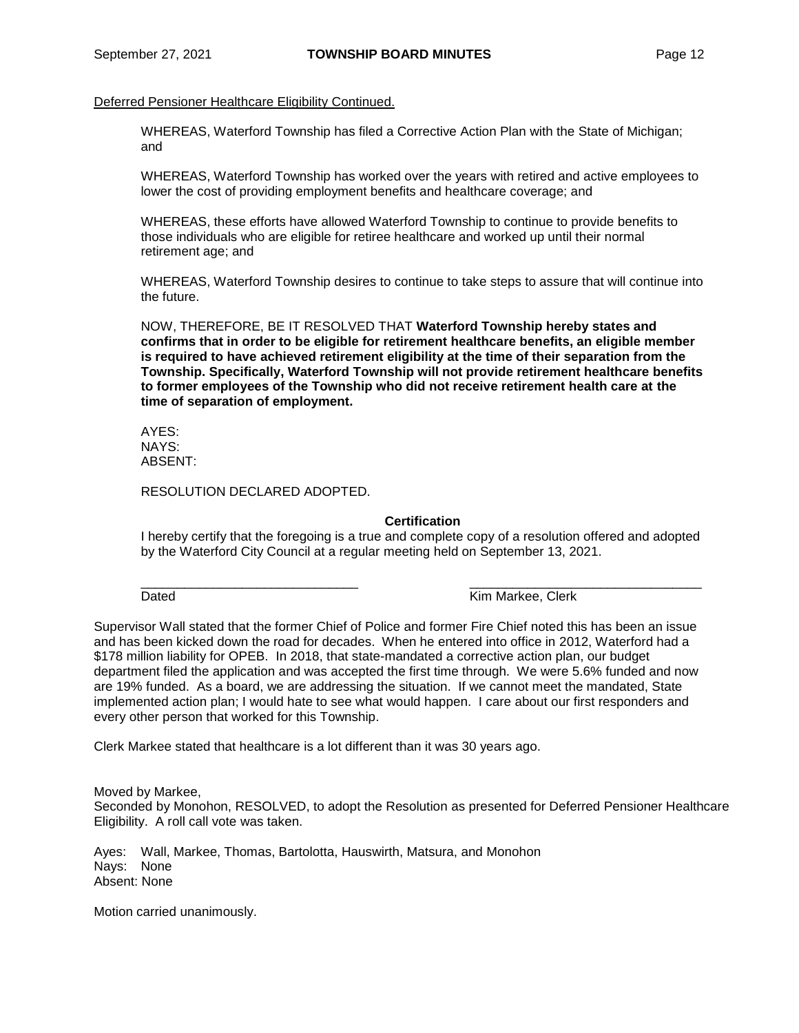Deferred Pensioner Healthcare Eligibility Continued.

WHEREAS, Waterford Township has filed a Corrective Action Plan with the State of Michigan; and

WHEREAS, Waterford Township has worked over the years with retired and active employees to lower the cost of providing employment benefits and healthcare coverage; and

WHEREAS, these efforts have allowed Waterford Township to continue to provide benefits to those individuals who are eligible for retiree healthcare and worked up until their normal retirement age; and

WHEREAS, Waterford Township desires to continue to take steps to assure that will continue into the future.

NOW, THEREFORE, BE IT RESOLVED THAT **Waterford Township hereby states and confirms that in order to be eligible for retirement healthcare benefits, an eligible member is required to have achieved retirement eligibility at the time of their separation from the Township. Specifically, Waterford Township will not provide retirement healthcare benefits to former employees of the Township who did not receive retirement health care at the time of separation of employment.**

AYES:
NAYS:
ABSENT:

RESOLUTION DECLARED ADOPTED.

**Certification**

I hereby certify that the foregoing is a true and complete copy of a resolution offered and adopted by the Waterford City Council at a regular meeting held on September 13, 2021.

_______________________________ _________________________________
Dated Kim Markee, Clerk

Supervisor Wall stated that the former Chief of Police and former Fire Chief noted this has been an issue and has been kicked down the road for decades. When he entered into office in 2012, Waterford had a $178 million liability for OPEB. In 2018, that state-mandated a corrective action plan, our budget department filed the application and was accepted the first time through. We were 5.6% funded and now are 19% funded. As a board, we are addressing the situation. If we cannot meet the mandated, State implemented action plan; I would hate to see what would happen. I care about our first responders and every other person that worked for this Township.

Clerk Markee stated that healthcare is a lot different than it was 30 years ago.

Moved by Markee,
Seconded by Monohon, RESOLVED, to adopt the Resolution as presented for Deferred Pensioner Healthcare Eligibility. A roll call vote was taken.

Ayes: Wall, Markee, Thomas, Bartolotta, Hauswirth, Matsura, and Monohon
Nays: None
Absent: None

Motion carried unanimously.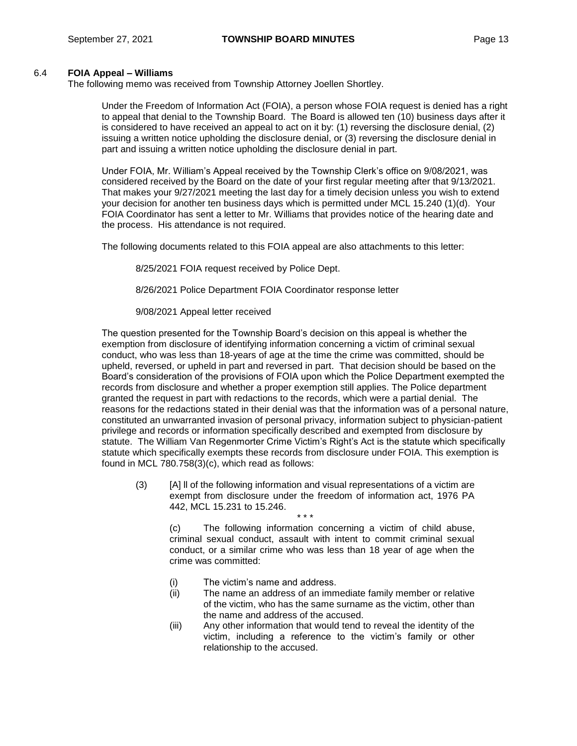### 6.4 **FOIA Appeal – Williams**

The following memo was received from Township Attorney Joellen Shortley.

> Under the Freedom of Information Act (FOIA), a person whose FOIA request is denied has a right to appeal that denial to the Township Board. The Board is allowed ten (10) business days after it is considered to have received an appeal to act on it by: (1) reversing the disclosure denial, (2) issuing a written notice upholding the disclosure denial, or (3) reversing the disclosure denial in part and issuing a written notice upholding the disclosure denial in part.
>
> Under FOIA, Mr. William's Appeal received by the Township Clerk's office on 9/08/2021, was considered received by the Board on the date of your first regular meeting after that 9/13/2021. That makes your 9/27/2021 meeting the last day for a timely decision unless you wish to extend your decision for another ten business days which is permitted under MCL 15.240 (1)(d). Your FOIA Coordinator has sent a letter to Mr. Williams that provides notice of the hearing date and the process. His attendance is not required.
>
> The following documents related to this FOIA appeal are also attachments to this letter:
>
> 8/25/2021 FOIA request received by Police Dept.
>
> 8/26/2021 Police Department FOIA Coordinator response letter
>
> 9/08/2021 Appeal letter received
>
> The question presented for the Township Board's decision on this appeal is whether the exemption from disclosure of identifying information concerning a victim of criminal sexual conduct, who was less than 18-years of age at the time the crime was committed, should be upheld, reversed, or upheld in part and reversed in part. That decision should be based on the Board's consideration of the provisions of FOIA upon which the Police Department exempted the records from disclosure and whether a proper exemption still applies. The Police department granted the request in part with redactions to the records, which were a partial denial. The reasons for the redactions stated in their denial was that the information was of a personal nature, constituted an unwarranted invasion of personal privacy, information subject to physician-patient privilege and records or information specifically described and exempted from disclosure by statute. The William Van Regenmorter Crime Victim's Right's Act is the statute which specifically statute which specifically exempts these records from disclosure under FOIA. This exemption is found in MCL 780.758(3)(c), which read as follows:
>
> (3) [A] ll of the following information and visual representations of a victim are exempt from disclosure under the freedom of information act, 1976 PA 442, MCL 15.231 to 15.246.
>
> \* \* \*
>
> (c) The following information concerning a victim of child abuse, criminal sexual conduct, assault with intent to commit criminal sexual conduct, or a similar crime who was less than 18 year of age when the crime was committed:
>
> (i) The victim's name and address.
> (ii) The name an address of an immediate family member or relative of the victim, who has the same surname as the victim, other than the name and address of the accused.
> (iii) Any other information that would tend to reveal the identity of the victim, including a reference to the victim's family or other relationship to the accused.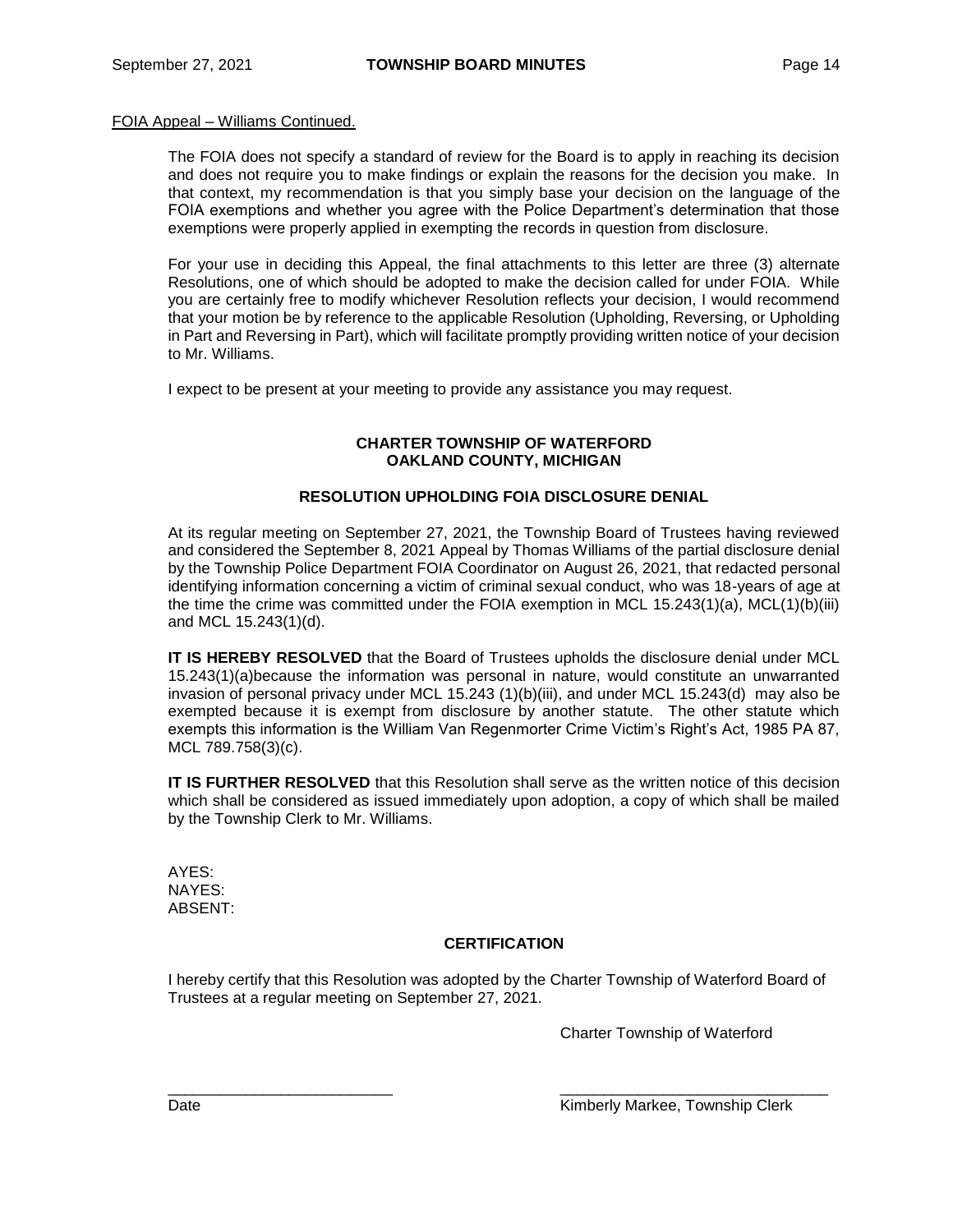FOIA Appeal – Williams Continued.

The FOIA does not specify a standard of review for the Board is to apply in reaching its decision and does not require you to make findings or explain the reasons for the decision you make. In that context, my recommendation is that you simply base your decision on the language of the FOIA exemptions and whether you agree with the Police Department's determination that those exemptions were properly applied in exempting the records in question from disclosure.

For your use in deciding this Appeal, the final attachments to this letter are three (3) alternate Resolutions, one of which should be adopted to make the decision called for under FOIA. While you are certainly free to modify whichever Resolution reflects your decision, I would recommend that your motion be by reference to the applicable Resolution (Upholding, Reversing, or Upholding in Part and Reversing in Part), which will facilitate promptly providing written notice of your decision to Mr. Williams.

I expect to be present at your meeting to provide any assistance you may request.

**CHARTER TOWNSHIP OF WATERFORD**
**OAKLAND COUNTY, MICHIGAN**

**RESOLUTION UPHOLDING FOIA DISCLOSURE DENIAL**

At its regular meeting on September 27, 2021, the Township Board of Trustees having reviewed and considered the September 8, 2021 Appeal by Thomas Williams of the partial disclosure denial by the Township Police Department FOIA Coordinator on August 26, 2021, that redacted personal identifying information concerning a victim of criminal sexual conduct, who was 18-years of age at the time the crime was committed under the FOIA exemption in MCL 15.243(1)(a), MCL(1)(b)(iii) and MCL 15.243(1)(d).

**IT IS HEREBY RESOLVED** that the Board of Trustees upholds the disclosure denial under MCL 15.243(1)(a)because the information was personal in nature, would constitute an unwarranted invasion of personal privacy under MCL 15.243 (1)(b)(iii), and under MCL 15.243(d) may also be exempted because it is exempt from disclosure by another statute. The other statute which exempts this information is the William Van Regenmorter Crime Victim's Right's Act, 1985 PA 87, MCL 789.758(3)(c).

**IT IS FURTHER RESOLVED** that this Resolution shall serve as the written notice of this decision which shall be considered as issued immediately upon adoption, a copy of which shall be mailed by the Township Clerk to Mr. Williams.

AYES:
NAYES:
ABSENT:

**CERTIFICATION**

I hereby certify that this Resolution was adopted by the Charter Township of Waterford Board of Trustees at a regular meeting on September 27, 2021.

Charter Township of Waterford

___________________________ ________________________________
Date Kimberly Markee, Township Clerk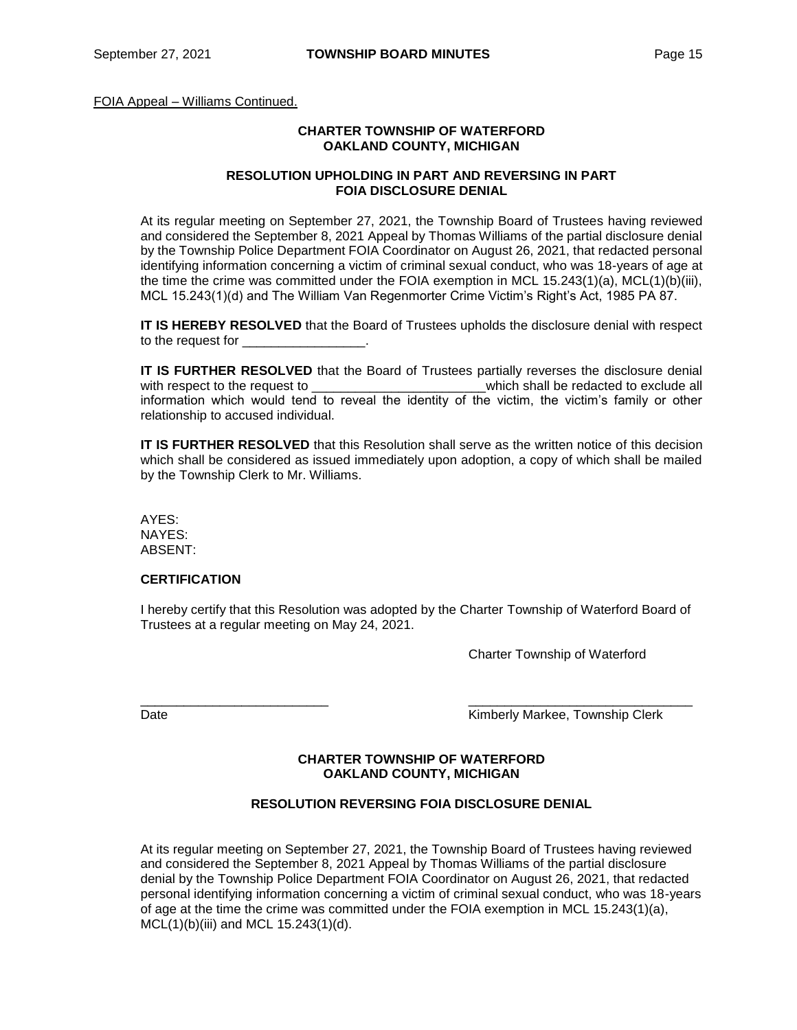FOIA Appeal – Williams Continued.

**CHARTER TOWNSHIP OF WATERFORD**
**OAKLAND COUNTY, MICHIGAN**

**RESOLUTION UPHOLDING IN PART AND REVERSING IN PART FOIA DISCLOSURE DENIAL**

At its regular meeting on September 27, 2021, the Township Board of Trustees having reviewed and considered the September 8, 2021 Appeal by Thomas Williams of the partial disclosure denial by the Township Police Department FOIA Coordinator on August 26, 2021, that redacted personal identifying information concerning a victim of criminal sexual conduct, who was 18-years of age at the time the crime was committed under the FOIA exemption in MCL 15.243(1)(a), MCL(1)(b)(iii), MCL 15.243(1)(d) and The William Van Regenmorter Crime Victim's Right's Act, 1985 PA 87.

**IT IS HEREBY RESOLVED** that the Board of Trustees upholds the disclosure denial with respect to the request for _________________.

**IT IS FURTHER RESOLVED** that the Board of Trustees partially reverses the disclosure denial with respect to the request to ________________________which shall be redacted to exclude all information which would tend to reveal the identity of the victim, the victim's family or other relationship to accused individual.

**IT IS FURTHER RESOLVED** that this Resolution shall serve as the written notice of this decision which shall be considered as issued immediately upon adoption, a copy of which shall be mailed by the Township Clerk to Mr. Williams.

AYES:
NAYES:
ABSENT:

**CERTIFICATION**

I hereby certify that this Resolution was adopted by the Charter Township of Waterford Board of Trustees at a regular meeting on May 24, 2021.

Charter Township of Waterford

___________________________ ________________________________
Date Kimberly Markee, Township Clerk

**CHARTER TOWNSHIP OF WATERFORD**
**OAKLAND COUNTY, MICHIGAN**

**RESOLUTION REVERSING FOIA DISCLOSURE DENIAL**

At its regular meeting on September 27, 2021, the Township Board of Trustees having reviewed and considered the September 8, 2021 Appeal by Thomas Williams of the partial disclosure denial by the Township Police Department FOIA Coordinator on August 26, 2021, that redacted personal identifying information concerning a victim of criminal sexual conduct, who was 18-years of age at the time the crime was committed under the FOIA exemption in MCL 15.243(1)(a), MCL(1)(b)(iii) and MCL 15.243(1)(d).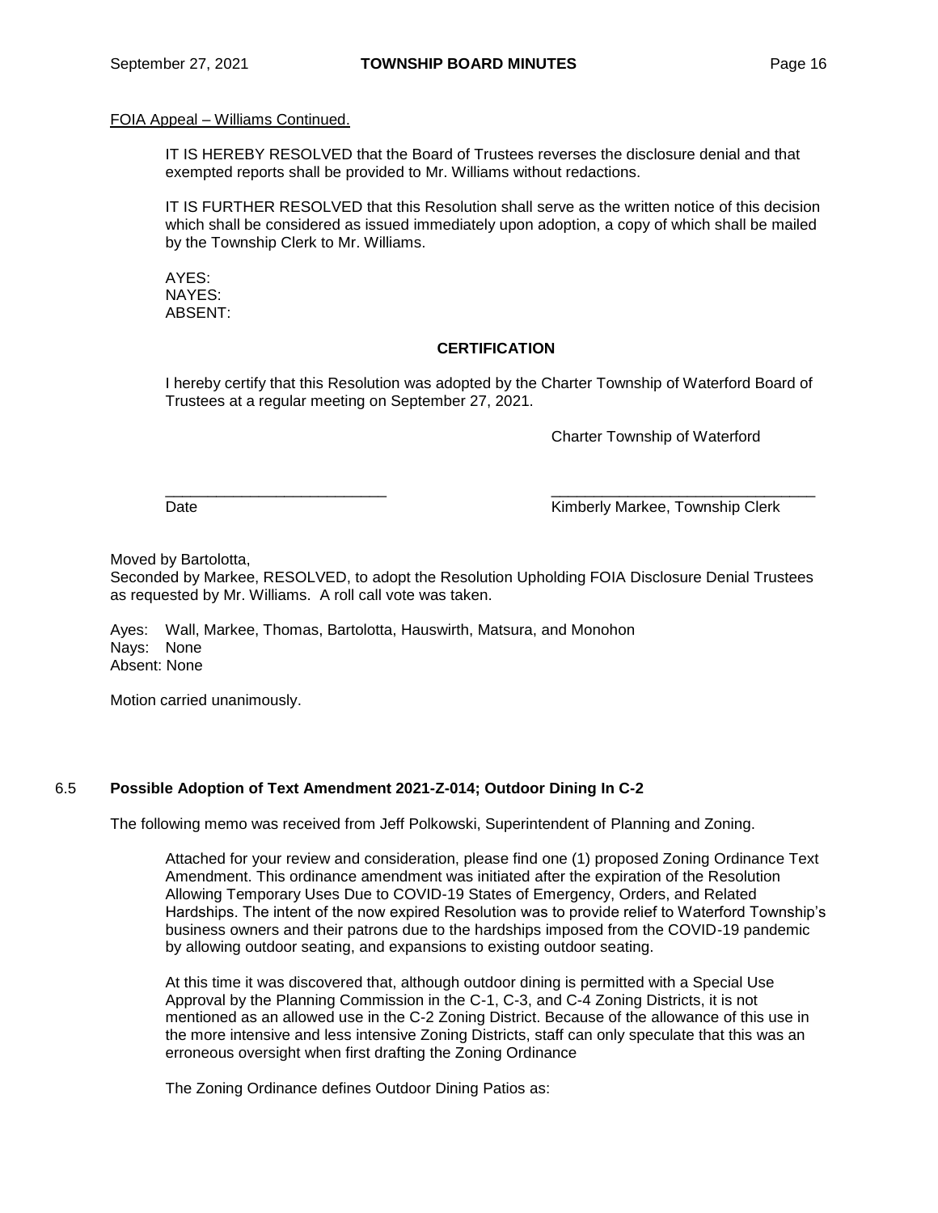FOIA Appeal – Williams Continued.

> IT IS HEREBY RESOLVED that the Board of Trustees reverses the disclosure denial and that exempted reports shall be provided to Mr. Williams without redactions.
>
> IT IS FURTHER RESOLVED that this Resolution shall serve as the written notice of this decision which shall be considered as issued immediately upon adoption, a copy of which shall be mailed by the Township Clerk to Mr. Williams.
>
> AYES:
> NAYES:
> ABSENT:
>
> **CERTIFICATION**
>
> I hereby certify that this Resolution was adopted by the Charter Township of Waterford Board of Trustees at a regular meeting on September 27, 2021.
>
> Charter Township of Waterford
>
> \_\_\_\_\_\_\_\_\_\_\_\_\_\_\_\_\_\_\_\_\_\_\_\_\_\_ \_\_\_\_\_\_\_\_\_\_\_\_\_\_\_\_\_\_\_\_\_\_\_\_\_\_\_\_\_\_\_
> Date Kimberly Markee, Township Clerk

Moved by Bartolotta,
Seconded by Markee, RESOLVED, to adopt the Resolution Upholding FOIA Disclosure Denial Trustees as requested by Mr. Williams. A roll call vote was taken.

Ayes: Wall, Markee, Thomas, Bartolotta, Hauswirth, Matsura, and Monohon
Nays: None
Absent: None

Motion carried unanimously.

## 6.5 Possible Adoption of Text Amendment 2021-Z-014; Outdoor Dining In C-2

The following memo was received from Jeff Polkowski, Superintendent of Planning and Zoning.

> Attached for your review and consideration, please find one (1) proposed Zoning Ordinance Text Amendment. This ordinance amendment was initiated after the expiration of the Resolution Allowing Temporary Uses Due to COVID-19 States of Emergency, Orders, and Related Hardships. The intent of the now expired Resolution was to provide relief to Waterford Township's business owners and their patrons due to the hardships imposed from the COVID-19 pandemic by allowing outdoor seating, and expansions to existing outdoor seating.
>
> At this time it was discovered that, although outdoor dining is permitted with a Special Use Approval by the Planning Commission in the C-1, C-3, and C-4 Zoning Districts, it is not mentioned as an allowed use in the C-2 Zoning District. Because of the allowance of this use in the more intensive and less intensive Zoning Districts, staff can only speculate that this was an erroneous oversight when first drafting the Zoning Ordinance
>
> The Zoning Ordinance defines Outdoor Dining Patios as: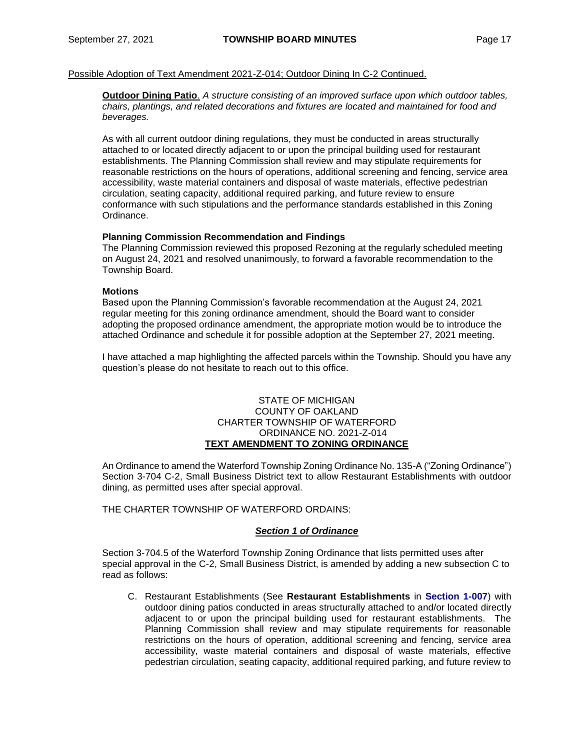Possible Adoption of Text Amendment 2021-Z-014; Outdoor Dining In C-2 Continued.

**Outdoor Dining Patio**. *A structure consisting of an improved surface upon which outdoor tables, chairs, plantings, and related decorations and fixtures are located and maintained for food and beverages.*

As with all current outdoor dining regulations, they must be conducted in areas structurally attached to or located directly adjacent to or upon the principal building used for restaurant establishments. The Planning Commission shall review and may stipulate requirements for reasonable restrictions on the hours of operations, additional screening and fencing, service area accessibility, waste material containers and disposal of waste materials, effective pedestrian circulation, seating capacity, additional required parking, and future review to ensure conformance with such stipulations and the performance standards established in this Zoning Ordinance.

**Planning Commission Recommendation and Findings**

The Planning Commission reviewed this proposed Rezoning at the regularly scheduled meeting on August 24, 2021 and resolved unanimously, to forward a favorable recommendation to the Township Board.

**Motions**

Based upon the Planning Commission's favorable recommendation at the August 24, 2021 regular meeting for this zoning ordinance amendment, should the Board want to consider adopting the proposed ordinance amendment, the appropriate motion would be to introduce the attached Ordinance and schedule it for possible adoption at the September 27, 2021 meeting.

I have attached a map highlighting the affected parcels within the Township. Should you have any question's please do not hesitate to reach out to this office.

STATE OF MICHIGAN
COUNTY OF OAKLAND
CHARTER TOWNSHIP OF WATERFORD
ORDINANCE NO. 2021-Z-014
**TEXT AMENDMENT TO ZONING ORDINANCE**

An Ordinance to amend the Waterford Township Zoning Ordinance No. 135-A ("Zoning Ordinance") Section 3-704 C-2, Small Business District text to allow Restaurant Establishments with outdoor dining, as permitted uses after special approval.

THE CHARTER TOWNSHIP OF WATERFORD ORDAINS:

***Section 1 of Ordinance***

Section 3-704.5 of the Waterford Township Zoning Ordinance that lists permitted uses after special approval in the C-2, Small Business District, is amended by adding a new subsection C to read as follows:

C. Restaurant Establishments (See **Restaurant Establishments** in **Section 1-007**) with outdoor dining patios conducted in areas structurally attached to and/or located directly adjacent to or upon the principal building used for restaurant establishments. The Planning Commission shall review and may stipulate requirements for reasonable restrictions on the hours of operation, additional screening and fencing, service area accessibility, waste material containers and disposal of waste materials, effective pedestrian circulation, seating capacity, additional required parking, and future review to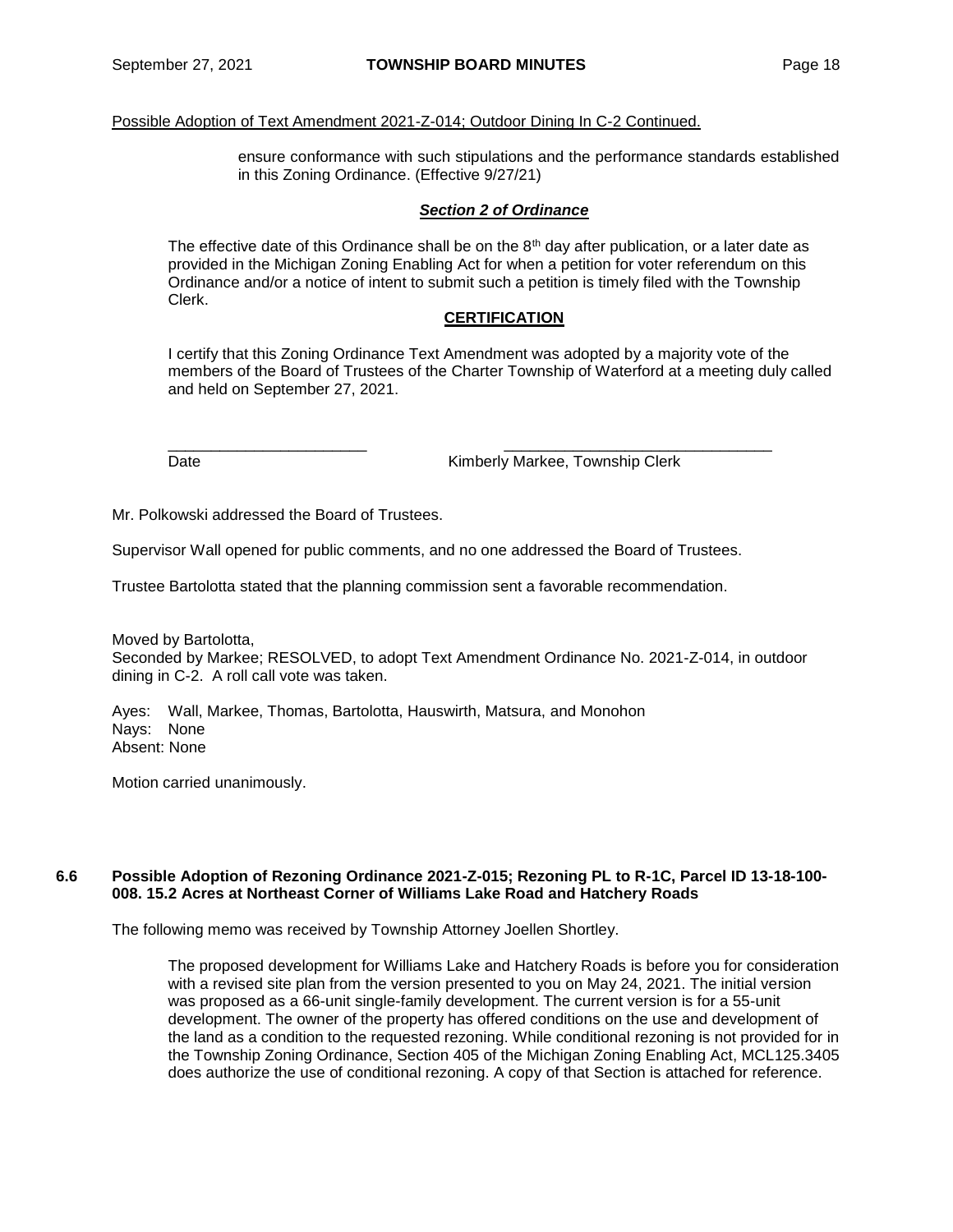Possible Adoption of Text Amendment 2021-Z-014; Outdoor Dining In C-2 Continued.

> ensure conformance with such stipulations and the performance standards established in this Zoning Ordinance. (Effective 9/27/21)

***Section 2 of Ordinance***

The effective date of this Ordinance shall be on the 8th day after publication, or a later date as provided in the Michigan Zoning Enabling Act for when a petition for voter referendum on this Ordinance and/or a notice of intent to submit such a petition is timely filed with the Township Clerk.

**CERTIFICATION**

I certify that this Zoning Ordinance Text Amendment was adopted by a majority vote of the members of the Board of Trustees of the Charter Township of Waterford at a meeting duly called and held on September 27, 2021.

_______________________ _______________________________

Date Kimberly Markee, Township Clerk

Mr. Polkowski addressed the Board of Trustees.

Supervisor Wall opened for public comments, and no one addressed the Board of Trustees.

Trustee Bartolotta stated that the planning commission sent a favorable recommendation.

Moved by Bartolotta,
Seconded by Markee; RESOLVED, to adopt Text Amendment Ordinance No. 2021-Z-014, in outdoor dining in C-2. A roll call vote was taken.

Ayes: Wall, Markee, Thomas, Bartolotta, Hauswirth, Matsura, and Monohon
Nays: None
Absent: None

Motion carried unanimously.

### 6.6 Possible Adoption of Rezoning Ordinance 2021-Z-015; Rezoning PL to R-1C, Parcel ID 13-18-100-008. 15.2 Acres at Northeast Corner of Williams Lake Road and Hatchery Roads

The following memo was received by Township Attorney Joellen Shortley.

> The proposed development for Williams Lake and Hatchery Roads is before you for consideration with a revised site plan from the version presented to you on May 24, 2021. The initial version was proposed as a 66-unit single-family development. The current version is for a 55-unit development. The owner of the property has offered conditions on the use and development of the land as a condition to the requested rezoning. While conditional rezoning is not provided for in the Township Zoning Ordinance, Section 405 of the Michigan Zoning Enabling Act, MCL125.3405 does authorize the use of conditional rezoning. A copy of that Section is attached for reference.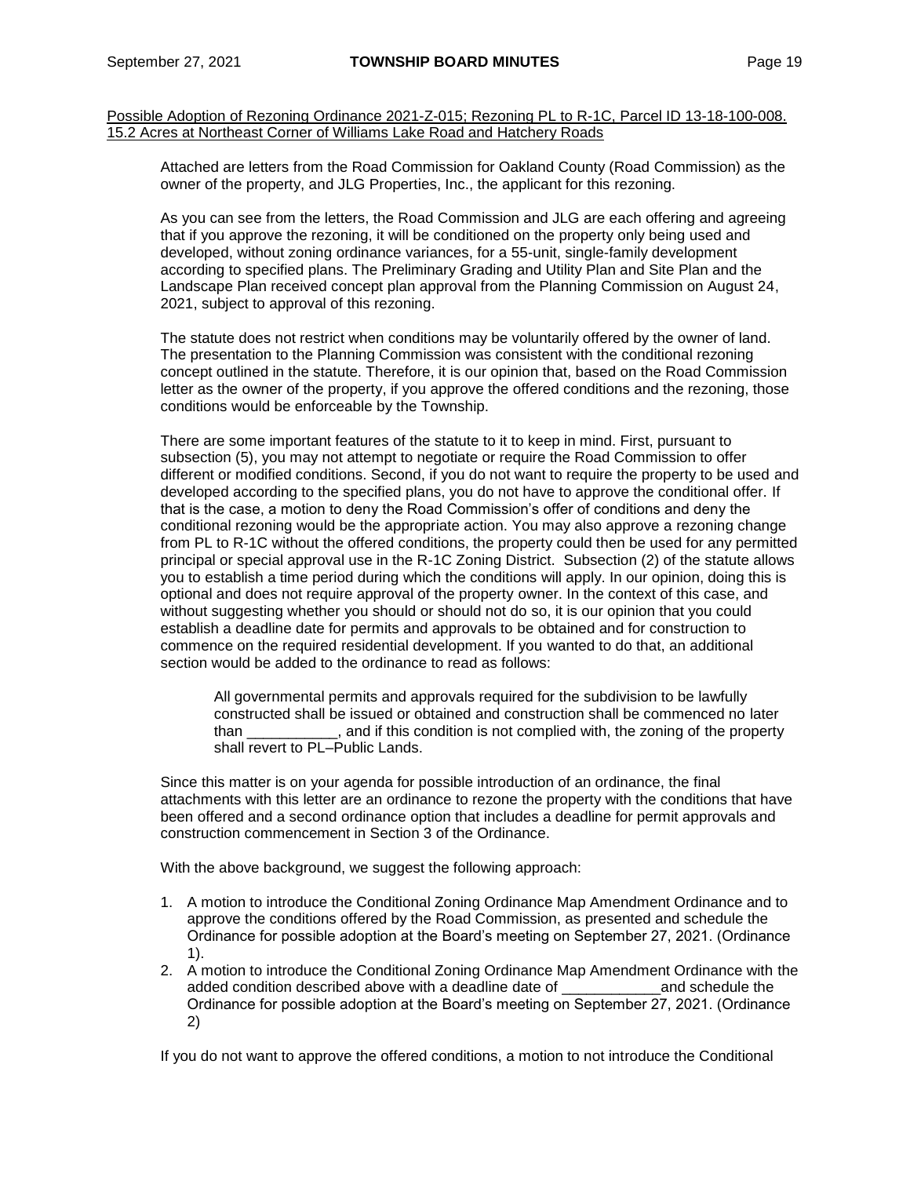Possible Adoption of Rezoning Ordinance 2021-Z-015; Rezoning PL to R-1C, Parcel ID 13-18-100-008. 15.2 Acres at Northeast Corner of Williams Lake Road and Hatchery Roads

Attached are letters from the Road Commission for Oakland County (Road Commission) as the owner of the property, and JLG Properties, Inc., the applicant for this rezoning.

As you can see from the letters, the Road Commission and JLG are each offering and agreeing that if you approve the rezoning, it will be conditioned on the property only being used and developed, without zoning ordinance variances, for a 55-unit, single-family development according to specified plans. The Preliminary Grading and Utility Plan and Site Plan and the Landscape Plan received concept plan approval from the Planning Commission on August 24, 2021, subject to approval of this rezoning.

The statute does not restrict when conditions may be voluntarily offered by the owner of land. The presentation to the Planning Commission was consistent with the conditional rezoning concept outlined in the statute. Therefore, it is our opinion that, based on the Road Commission letter as the owner of the property, if you approve the offered conditions and the rezoning, those conditions would be enforceable by the Township.

There are some important features of the statute to it to keep in mind. First, pursuant to subsection (5), you may not attempt to negotiate or require the Road Commission to offer different or modified conditions. Second, if you do not want to require the property to be used and developed according to the specified plans, you do not have to approve the conditional offer. If that is the case, a motion to deny the Road Commission's offer of conditions and deny the conditional rezoning would be the appropriate action. You may also approve a rezoning change from PL to R-1C without the offered conditions, the property could then be used for any permitted principal or special approval use in the R-1C Zoning District. Subsection (2) of the statute allows you to establish a time period during which the conditions will apply. In our opinion, doing this is optional and does not require approval of the property owner. In the context of this case, and without suggesting whether you should or should not do so, it is our opinion that you could establish a deadline date for permits and approvals to be obtained and for construction to commence on the required residential development. If you wanted to do that, an additional section would be added to the ordinance to read as follows:

> All governmental permits and approvals required for the subdivision to be lawfully constructed shall be issued or obtained and construction shall be commenced no later than ___________, and if this condition is not complied with, the zoning of the property shall revert to PL–Public Lands.

Since this matter is on your agenda for possible introduction of an ordinance, the final attachments with this letter are an ordinance to rezone the property with the conditions that have been offered and a second ordinance option that includes a deadline for permit approvals and construction commencement in Section 3 of the Ordinance.

With the above background, we suggest the following approach:

1. A motion to introduce the Conditional Zoning Ordinance Map Amendment Ordinance and to approve the conditions offered by the Road Commission, as presented and schedule the Ordinance for possible adoption at the Board's meeting on September 27, 2021. (Ordinance 1).
2. A motion to introduce the Conditional Zoning Ordinance Map Amendment Ordinance with the added condition described above with a deadline date of ____________and schedule the Ordinance for possible adoption at the Board's meeting on September 27, 2021. (Ordinance 2)

If you do not want to approve the offered conditions, a motion to not introduce the Conditional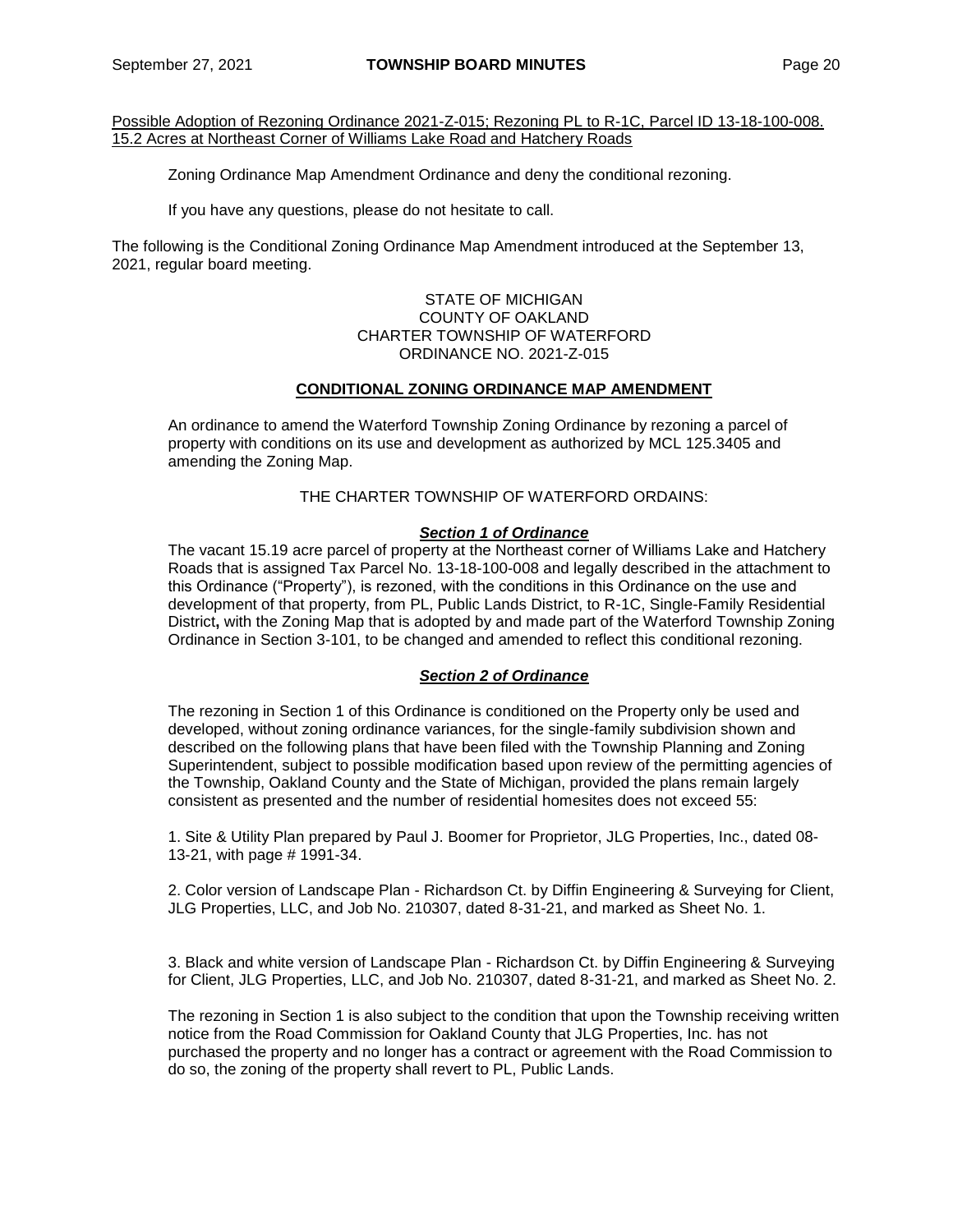Possible Adoption of Rezoning Ordinance 2021-Z-015; Rezoning PL to R-1C, Parcel ID 13-18-100-008. 15.2 Acres at Northeast Corner of Williams Lake Road and Hatchery Roads

Zoning Ordinance Map Amendment Ordinance and deny the conditional rezoning.

If you have any questions, please do not hesitate to call.

The following is the Conditional Zoning Ordinance Map Amendment introduced at the September 13, 2021, regular board meeting.

STATE OF MICHIGAN
COUNTY OF OAKLAND
CHARTER TOWNSHIP OF WATERFORD
ORDINANCE NO. 2021-Z-015

**CONDITIONAL ZONING ORDINANCE MAP AMENDMENT**

An ordinance to amend the Waterford Township Zoning Ordinance by rezoning a parcel of property with conditions on its use and development as authorized by MCL 125.3405 and amending the Zoning Map.

THE CHARTER TOWNSHIP OF WATERFORD ORDAINS:

***Section 1 of Ordinance***

The vacant 15.19 acre parcel of property at the Northeast corner of Williams Lake and Hatchery Roads that is assigned Tax Parcel No. 13-18-100-008 and legally described in the attachment to this Ordinance ("Property"), is rezoned, with the conditions in this Ordinance on the use and development of that property, from PL, Public Lands District, to R-1C, Single-Family Residential District**,** with the Zoning Map that is adopted by and made part of the Waterford Township Zoning Ordinance in Section 3-101, to be changed and amended to reflect this conditional rezoning.

***Section 2 of Ordinance***

The rezoning in Section 1 of this Ordinance is conditioned on the Property only be used and developed, without zoning ordinance variances, for the single-family subdivision shown and described on the following plans that have been filed with the Township Planning and Zoning Superintendent, subject to possible modification based upon review of the permitting agencies of the Township, Oakland County and the State of Michigan, provided the plans remain largely consistent as presented and the number of residential homesites does not exceed 55:

1. Site & Utility Plan prepared by Paul J. Boomer for Proprietor, JLG Properties, Inc., dated 08-13-21, with page # 1991-34.

2. Color version of Landscape Plan - Richardson Ct. by Diffin Engineering & Surveying for Client, JLG Properties, LLC, and Job No. 210307, dated 8-31-21, and marked as Sheet No. 1.

3. Black and white version of Landscape Plan - Richardson Ct. by Diffin Engineering & Surveying for Client, JLG Properties, LLC, and Job No. 210307, dated 8-31-21, and marked as Sheet No. 2.

The rezoning in Section 1 is also subject to the condition that upon the Township receiving written notice from the Road Commission for Oakland County that JLG Properties, Inc. has not purchased the property and no longer has a contract or agreement with the Road Commission to do so, the zoning of the property shall revert to PL, Public Lands.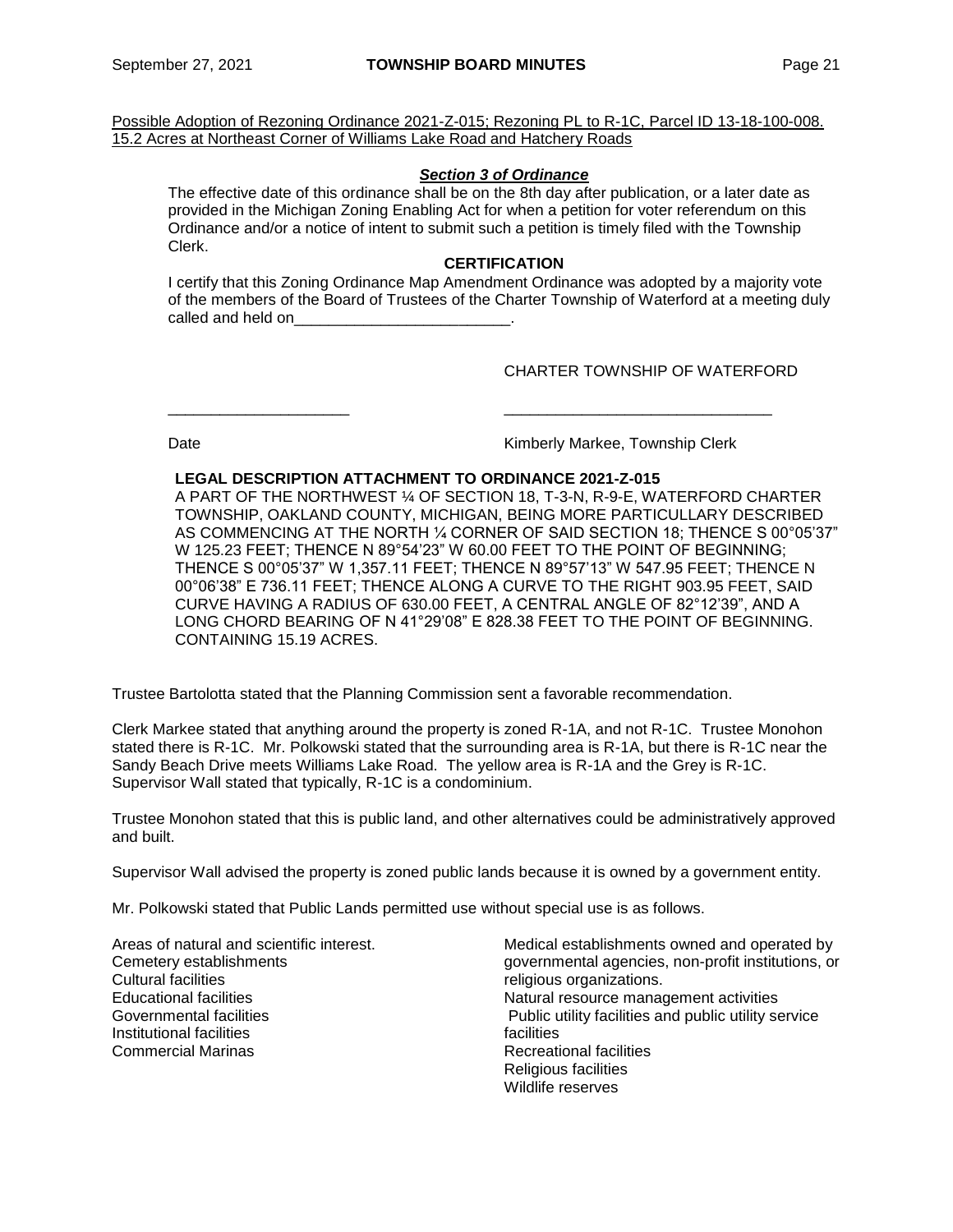Possible Adoption of Rezoning Ordinance 2021-Z-015; Rezoning PL to R-1C, Parcel ID 13-18-100-008. 15.2 Acres at Northeast Corner of Williams Lake Road and Hatchery Roads

***Section 3 of Ordinance***

The effective date of this ordinance shall be on the 8th day after publication, or a later date as provided in the Michigan Zoning Enabling Act for when a petition for voter referendum on this Ordinance and/or a notice of intent to submit such a petition is timely filed with the Township Clerk.

**CERTIFICATION**

I certify that this Zoning Ordinance Map Amendment Ordinance was adopted by a majority vote of the members of the Board of Trustees of the Charter Township of Waterford at a meeting duly called and held on_________________________.

CHARTER TOWNSHIP OF WATERFORD

_____________________ _______________________________

Date Kimberly Markee, Township Clerk

**LEGAL DESCRIPTION ATTACHMENT TO ORDINANCE 2021-Z-015**

A PART OF THE NORTHWEST ¼ OF SECTION 18, T-3-N, R-9-E, WATERFORD CHARTER TOWNSHIP, OAKLAND COUNTY, MICHIGAN, BEING MORE PARTICULLARY DESCRIBED AS COMMENCING AT THE NORTH ¼ CORNER OF SAID SECTION 18; THENCE S 00°05'37" W 125.23 FEET; THENCE N 89°54'23" W 60.00 FEET TO THE POINT OF BEGINNING; THENCE S 00°05'37" W 1,357.11 FEET; THENCE N 89°57'13" W 547.95 FEET; THENCE N 00°06'38" E 736.11 FEET; THENCE ALONG A CURVE TO THE RIGHT 903.95 FEET, SAID CURVE HAVING A RADIUS OF 630.00 FEET, A CENTRAL ANGLE OF 82°12'39", AND A LONG CHORD BEARING OF N 41°29'08" E 828.38 FEET TO THE POINT OF BEGINNING. CONTAINING 15.19 ACRES.

Trustee Bartolotta stated that the Planning Commission sent a favorable recommendation.

Clerk Markee stated that anything around the property is zoned R-1A, and not R-1C. Trustee Monohon stated there is R-1C. Mr. Polkowski stated that the surrounding area is R-1A, but there is R-1C near the Sandy Beach Drive meets Williams Lake Road. The yellow area is R-1A and the Grey is R-1C. Supervisor Wall stated that typically, R-1C is a condominium.

Trustee Monohon stated that this is public land, and other alternatives could be administratively approved and built.

Supervisor Wall advised the property is zoned public lands because it is owned by a government entity.

Mr. Polkowski stated that Public Lands permitted use without special use is as follows.

Areas of natural and scientific interest.
Cemetery establishments
Cultural facilities
Educational facilities
Governmental facilities
Institutional facilities
Commercial Marinas
Medical establishments owned and operated by governmental agencies, non-profit institutions, or religious organizations.
Natural resource management activities
Public utility facilities and public utility service facilities
Recreational facilities
Religious facilities
Wildlife reserves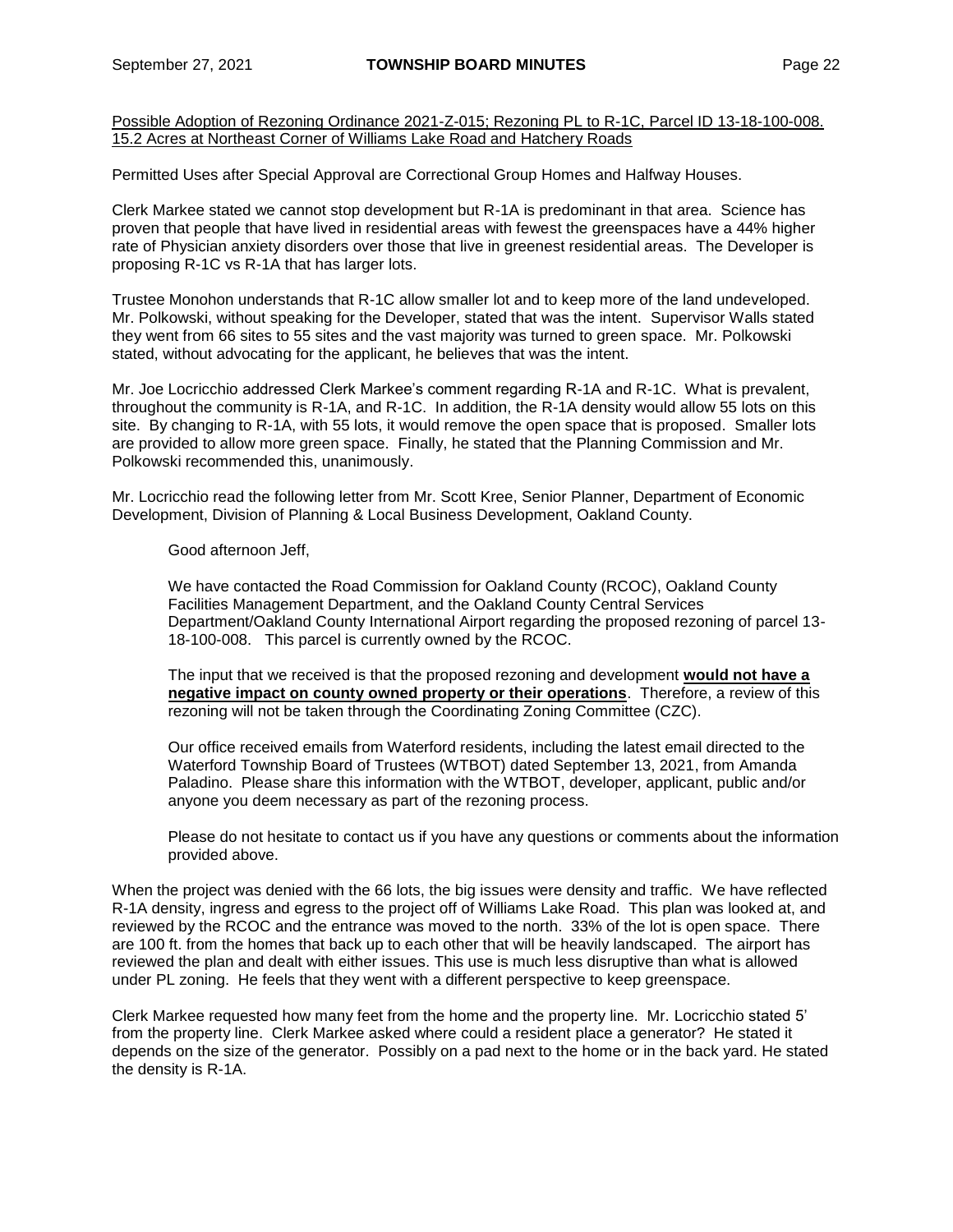Possible Adoption of Rezoning Ordinance 2021-Z-015; Rezoning PL to R-1C, Parcel ID 13-18-100-008. 15.2 Acres at Northeast Corner of Williams Lake Road and Hatchery Roads

Permitted Uses after Special Approval are Correctional Group Homes and Halfway Houses.

Clerk Markee stated we cannot stop development but R-1A is predominant in that area. Science has proven that people that have lived in residential areas with fewest the greenspaces have a 44% higher rate of Physician anxiety disorders over those that live in greenest residential areas. The Developer is proposing R-1C vs R-1A that has larger lots.

Trustee Monohon understands that R-1C allow smaller lot and to keep more of the land undeveloped. Mr. Polkowski, without speaking for the Developer, stated that was the intent. Supervisor Walls stated they went from 66 sites to 55 sites and the vast majority was turned to green space. Mr. Polkowski stated, without advocating for the applicant, he believes that was the intent.

Mr. Joe Locricchio addressed Clerk Markee's comment regarding R-1A and R-1C. What is prevalent, throughout the community is R-1A, and R-1C. In addition, the R-1A density would allow 55 lots on this site. By changing to R-1A, with 55 lots, it would remove the open space that is proposed. Smaller lots are provided to allow more green space. Finally, he stated that the Planning Commission and Mr. Polkowski recommended this, unanimously.

Mr. Locricchio read the following letter from Mr. Scott Kree, Senior Planner, Department of Economic Development, Division of Planning & Local Business Development, Oakland County.

> Good afternoon Jeff,
>
> We have contacted the Road Commission for Oakland County (RCOC), Oakland County Facilities Management Department, and the Oakland County Central Services Department/Oakland County International Airport regarding the proposed rezoning of parcel 13-18-100-008. This parcel is currently owned by the RCOC.
>
> The input that we received is that the proposed rezoning and development **would not have a negative impact on county owned property or their operations**. Therefore, a review of this rezoning will not be taken through the Coordinating Zoning Committee (CZC).
>
> Our office received emails from Waterford residents, including the latest email directed to the Waterford Township Board of Trustees (WTBOT) dated September 13, 2021, from Amanda Paladino. Please share this information with the WTBOT, developer, applicant, public and/or anyone you deem necessary as part of the rezoning process.
>
> Please do not hesitate to contact us if you have any questions or comments about the information provided above.

When the project was denied with the 66 lots, the big issues were density and traffic. We have reflected R-1A density, ingress and egress to the project off of Williams Lake Road. This plan was looked at, and reviewed by the RCOC and the entrance was moved to the north. 33% of the lot is open space. There are 100 ft. from the homes that back up to each other that will be heavily landscaped. The airport has reviewed the plan and dealt with either issues. This use is much less disruptive than what is allowed under PL zoning. He feels that they went with a different perspective to keep greenspace.

Clerk Markee requested how many feet from the home and the property line. Mr. Locricchio stated 5' from the property line. Clerk Markee asked where could a resident place a generator? He stated it depends on the size of the generator. Possibly on a pad next to the home or in the back yard. He stated the density is R-1A.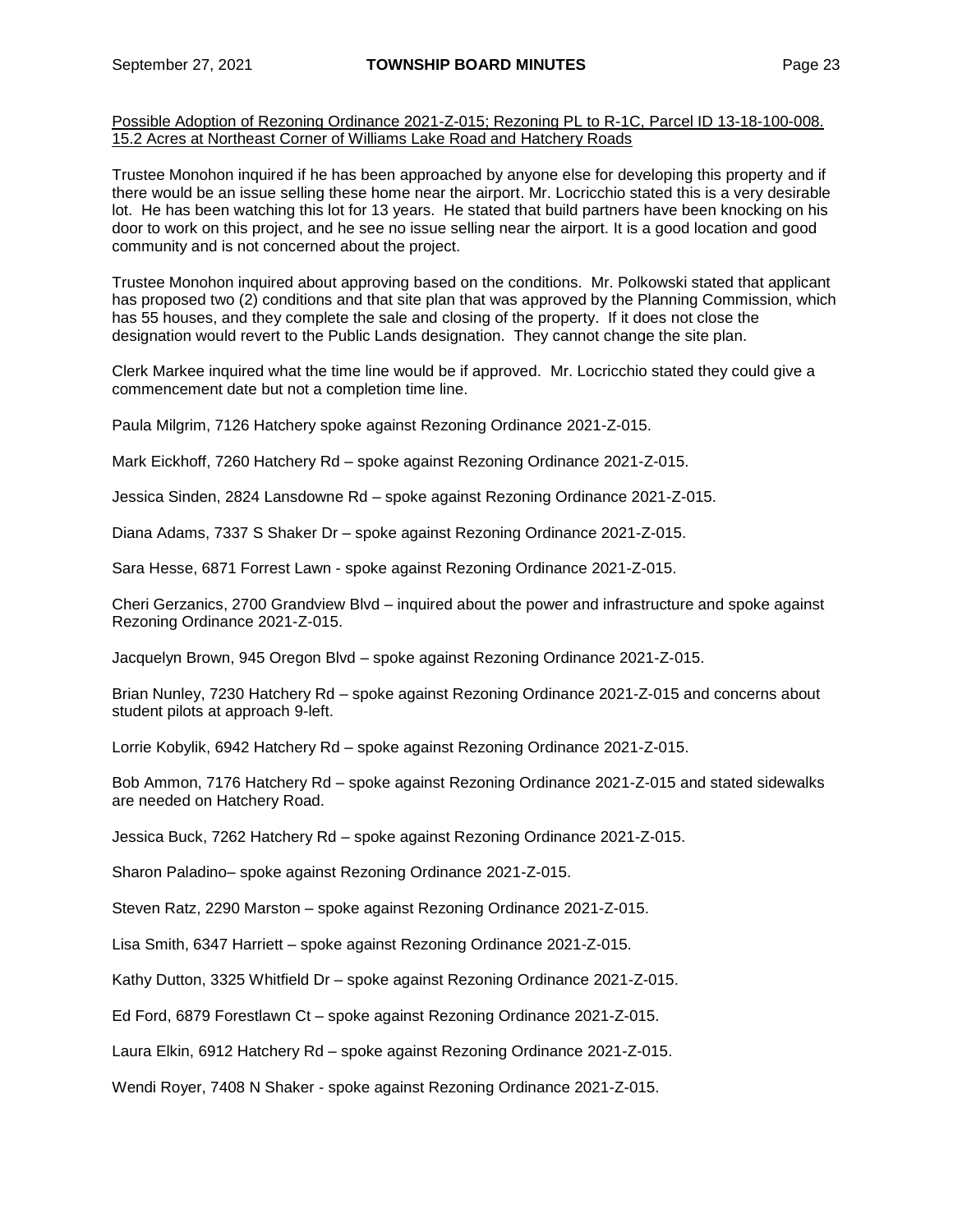Possible Adoption of Rezoning Ordinance 2021-Z-015; Rezoning PL to R-1C, Parcel ID 13-18-100-008. 15.2 Acres at Northeast Corner of Williams Lake Road and Hatchery Roads

Trustee Monohon inquired if he has been approached by anyone else for developing this property and if there would be an issue selling these home near the airport. Mr. Locricchio stated this is a very desirable lot. He has been watching this lot for 13 years. He stated that build partners have been knocking on his door to work on this project, and he see no issue selling near the airport. It is a good location and good community and is not concerned about the project.

Trustee Monohon inquired about approving based on the conditions. Mr. Polkowski stated that applicant has proposed two (2) conditions and that site plan that was approved by the Planning Commission, which has 55 houses, and they complete the sale and closing of the property. If it does not close the designation would revert to the Public Lands designation. They cannot change the site plan.

Clerk Markee inquired what the time line would be if approved. Mr. Locricchio stated they could give a commencement date but not a completion time line.

Paula Milgrim, 7126 Hatchery spoke against Rezoning Ordinance 2021-Z-015.

Mark Eickhoff, 7260 Hatchery Rd – spoke against Rezoning Ordinance 2021-Z-015.

Jessica Sinden, 2824 Lansdowne Rd – spoke against Rezoning Ordinance 2021-Z-015.

Diana Adams, 7337 S Shaker Dr – spoke against Rezoning Ordinance 2021-Z-015.

Sara Hesse, 6871 Forrest Lawn - spoke against Rezoning Ordinance 2021-Z-015.

Cheri Gerzanics, 2700 Grandview Blvd – inquired about the power and infrastructure and spoke against Rezoning Ordinance 2021-Z-015.

Jacquelyn Brown, 945 Oregon Blvd – spoke against Rezoning Ordinance 2021-Z-015.

Brian Nunley, 7230 Hatchery Rd – spoke against Rezoning Ordinance 2021-Z-015 and concerns about student pilots at approach 9-left.

Lorrie Kobylik, 6942 Hatchery Rd – spoke against Rezoning Ordinance 2021-Z-015.

Bob Ammon, 7176 Hatchery Rd – spoke against Rezoning Ordinance 2021-Z-015 and stated sidewalks are needed on Hatchery Road.

Jessica Buck, 7262 Hatchery Rd – spoke against Rezoning Ordinance 2021-Z-015.

Sharon Paladino– spoke against Rezoning Ordinance 2021-Z-015.

Steven Ratz, 2290 Marston – spoke against Rezoning Ordinance 2021-Z-015.

Lisa Smith, 6347 Harriett – spoke against Rezoning Ordinance 2021-Z-015.

Kathy Dutton, 3325 Whitfield Dr – spoke against Rezoning Ordinance 2021-Z-015.

Ed Ford, 6879 Forestlawn Ct – spoke against Rezoning Ordinance 2021-Z-015.

Laura Elkin, 6912 Hatchery Rd – spoke against Rezoning Ordinance 2021-Z-015.

Wendi Royer, 7408 N Shaker - spoke against Rezoning Ordinance 2021-Z-015.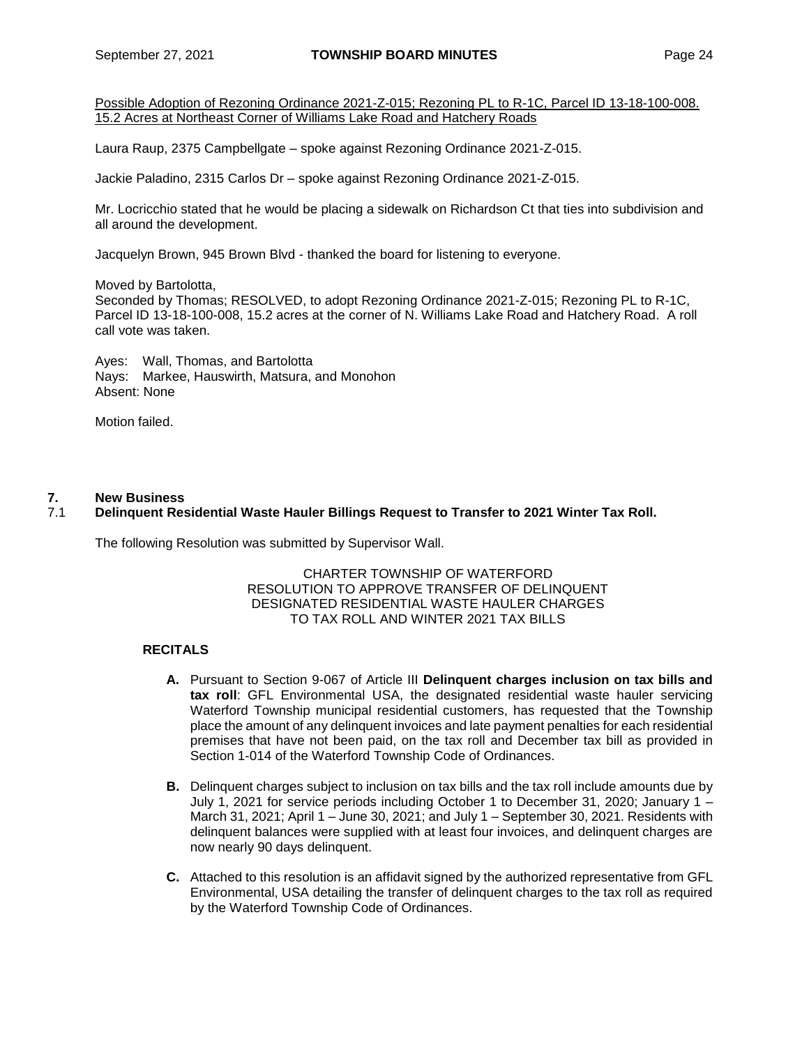<u>Possible Adoption of Rezoning Ordinance 2021-Z-015; Rezoning PL to R-1C, Parcel ID 13-18-100-008. 15.2 Acres at Northeast Corner of Williams Lake Road and Hatchery Roads</u>

Laura Raup, 2375 Campbellgate – spoke against Rezoning Ordinance 2021-Z-015.

Jackie Paladino, 2315 Carlos Dr – spoke against Rezoning Ordinance 2021-Z-015.

Mr. Locricchio stated that he would be placing a sidewalk on Richardson Ct that ties into subdivision and all around the development.

Jacquelyn Brown, 945 Brown Blvd - thanked the board for listening to everyone.

Moved by Bartolotta,
Seconded by Thomas; RESOLVED, to adopt Rezoning Ordinance 2021-Z-015; Rezoning PL to R-1C, Parcel ID 13-18-100-008, 15.2 acres at the corner of N. Williams Lake Road and Hatchery Road. A roll call vote was taken.

Ayes: Wall, Thomas, and Bartolotta
Nays: Markee, Hauswirth, Matsura, and Monohon
Absent: None

Motion failed.

## 7. New Business

### 7.1 Delinquent Residential Waste Hauler Billings Request to Transfer to 2021 Winter Tax Roll.

The following Resolution was submitted by Supervisor Wall.

CHARTER TOWNSHIP OF WATERFORD
RESOLUTION TO APPROVE TRANSFER OF DELINQUENT DESIGNATED RESIDENTIAL WASTE HAULER CHARGES TO TAX ROLL AND WINTER 2021 TAX BILLS

**RECITALS**

**A.** Pursuant to Section 9-067 of Article III **Delinquent charges inclusion on tax bills and tax roll**: GFL Environmental USA, the designated residential waste hauler servicing Waterford Township municipal residential customers, has requested that the Township place the amount of any delinquent invoices and late payment penalties for each residential premises that have not been paid, on the tax roll and December tax bill as provided in Section 1-014 of the Waterford Township Code of Ordinances.

**B.** Delinquent charges subject to inclusion on tax bills and the tax roll include amounts due by July 1, 2021 for service periods including October 1 to December 31, 2020; January 1 – March 31, 2021; April 1 – June 30, 2021; and July 1 – September 30, 2021. Residents with delinquent balances were supplied with at least four invoices, and delinquent charges are now nearly 90 days delinquent.

**C.** Attached to this resolution is an affidavit signed by the authorized representative from GFL Environmental, USA detailing the transfer of delinquent charges to the tax roll as required by the Waterford Township Code of Ordinances.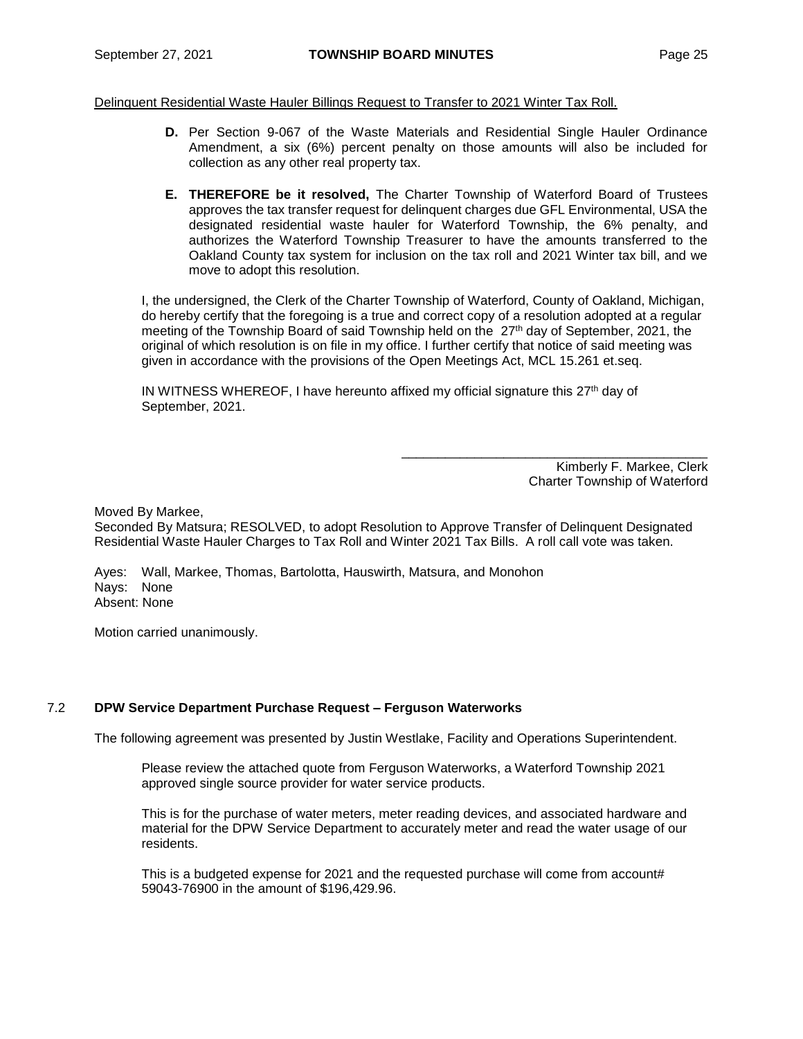Delinquent Residential Waste Hauler Billings Request to Transfer to 2021 Winter Tax Roll.

**D.** Per Section 9-067 of the Waste Materials and Residential Single Hauler Ordinance Amendment, a six (6%) percent penalty on those amounts will also be included for collection as any other real property tax.

**E. THEREFORE be it resolved,** The Charter Township of Waterford Board of Trustees approves the tax transfer request for delinquent charges due GFL Environmental, USA the designated residential waste hauler for Waterford Township, the 6% penalty, and authorizes the Waterford Township Treasurer to have the amounts transferred to the Oakland County tax system for inclusion on the tax roll and 2021 Winter tax bill, and we move to adopt this resolution.

I, the undersigned, the Clerk of the Charter Township of Waterford, County of Oakland, Michigan, do hereby certify that the foregoing is a true and correct copy of a resolution adopted at a regular meeting of the Township Board of said Township held on the 27th day of September, 2021, the original of which resolution is on file in my office. I further certify that notice of said meeting was given in accordance with the provisions of the Open Meetings Act, MCL 15.261 et.seq.

IN WITNESS WHEREOF, I have hereunto affixed my official signature this 27th day of September, 2021.

\_\_\_\_\_\_\_\_\_\_\_\_\_\_\_\_\_\_\_\_\_\_\_\_\_\_\_\_\_\_\_\_\_\_\_\_\_\_\_\_\_\_
Kimberly F. Markee, Clerk
Charter Township of Waterford

Moved By Markee,
Seconded By Matsura; RESOLVED, to adopt Resolution to Approve Transfer of Delinquent Designated Residential Waste Hauler Charges to Tax Roll and Winter 2021 Tax Bills. A roll call vote was taken.

Ayes: Wall, Markee, Thomas, Bartolotta, Hauswirth, Matsura, and Monohon
Nays: None
Absent: None

Motion carried unanimously.

### 7.2 DPW Service Department Purchase Request – Ferguson Waterworks

The following agreement was presented by Justin Westlake, Facility and Operations Superintendent.

Please review the attached quote from Ferguson Waterworks, a Waterford Township 2021 approved single source provider for water service products.

This is for the purchase of water meters, meter reading devices, and associated hardware and material for the DPW Service Department to accurately meter and read the water usage of our residents.

This is a budgeted expense for 2021 and the requested purchase will come from account# 59043-76900 in the amount of $196,429.96.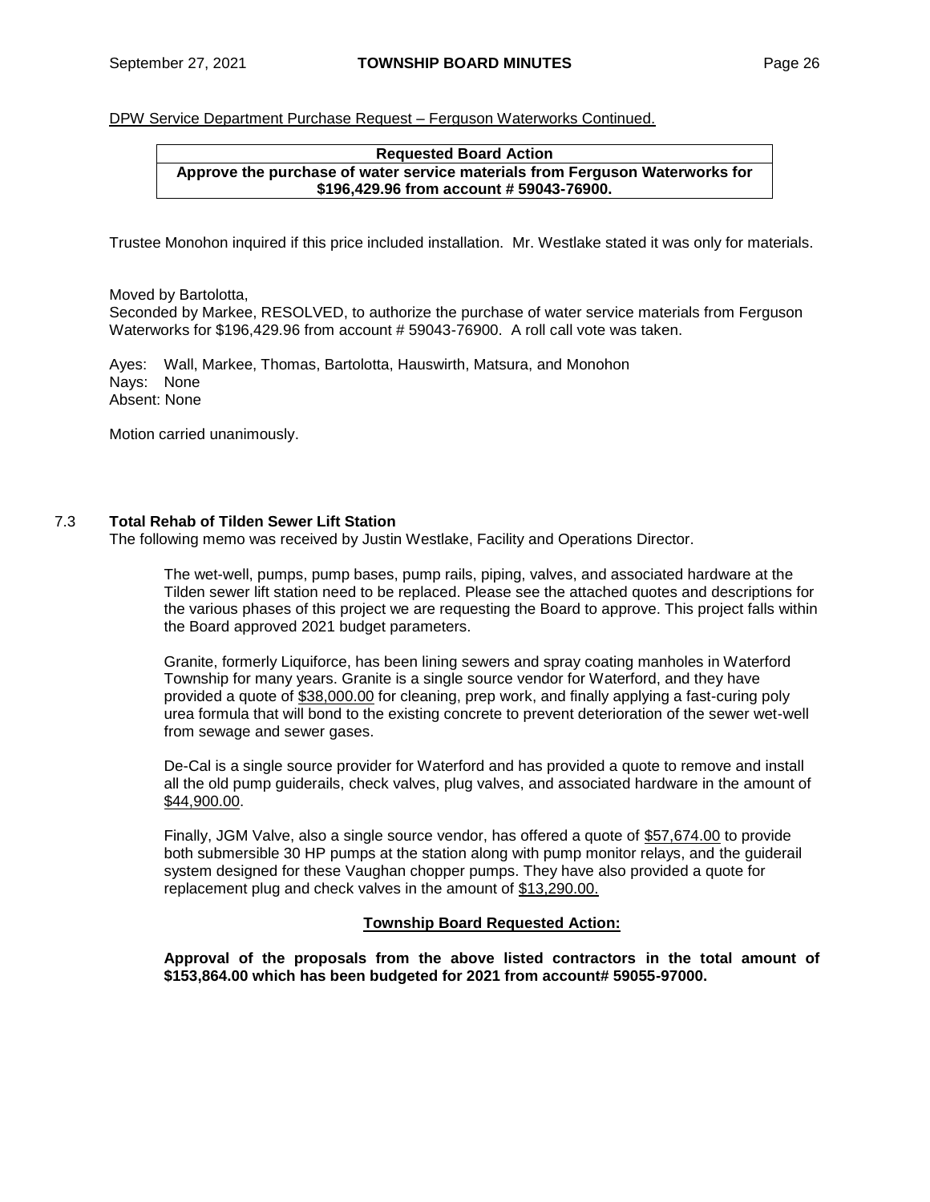DPW Service Department Purchase Request – Ferguson Waterworks Continued.

| Requested Board Action |
|---|
| **Approve the purchase of water service materials from Ferguson Waterworks for $196,429.96 from account # 59043-76900.** |

Trustee Monohon inquired if this price included installation. Mr. Westlake stated it was only for materials.

Moved by Bartolotta,
Seconded by Markee, RESOLVED, to authorize the purchase of water service materials from Ferguson Waterworks for $196,429.96 from account # 59043-76900. A roll call vote was taken.

Ayes: Wall, Markee, Thomas, Bartolotta, Hauswirth, Matsura, and Monohon
Nays: None
Absent: None

Motion carried unanimously.

## 7.3 Total Rehab of Tilden Sewer Lift Station

The following memo was received by Justin Westlake, Facility and Operations Director.

> The wet-well, pumps, pump bases, pump rails, piping, valves, and associated hardware at the Tilden sewer lift station need to be replaced. Please see the attached quotes and descriptions for the various phases of this project we are requesting the Board to approve. This project falls within the Board approved 2021 budget parameters.
>
> Granite, formerly Liquiforce, has been lining sewers and spray coating manholes in Waterford Township for many years. Granite is a single source vendor for Waterford, and they have provided a quote of $38,000.00 for cleaning, prep work, and finally applying a fast-curing poly urea formula that will bond to the existing concrete to prevent deterioration of the sewer wet-well from sewage and sewer gases.
>
> De-Cal is a single source provider for Waterford and has provided a quote to remove and install all the old pump guiderails, check valves, plug valves, and associated hardware in the amount of $44,900.00.
>
> Finally, JGM Valve, also a single source vendor, has offered a quote of $57,674.00 to provide both submersible 30 HP pumps at the station along with pump monitor relays, and the guiderail system designed for these Vaughan chopper pumps. They have also provided a quote for replacement plug and check valves in the amount of $13,290.00.
>
> **Township Board Requested Action:**
>
> **Approval of the proposals from the above listed contractors in the total amount of $153,864.00 which has been budgeted for 2021 from account# 59055-97000.**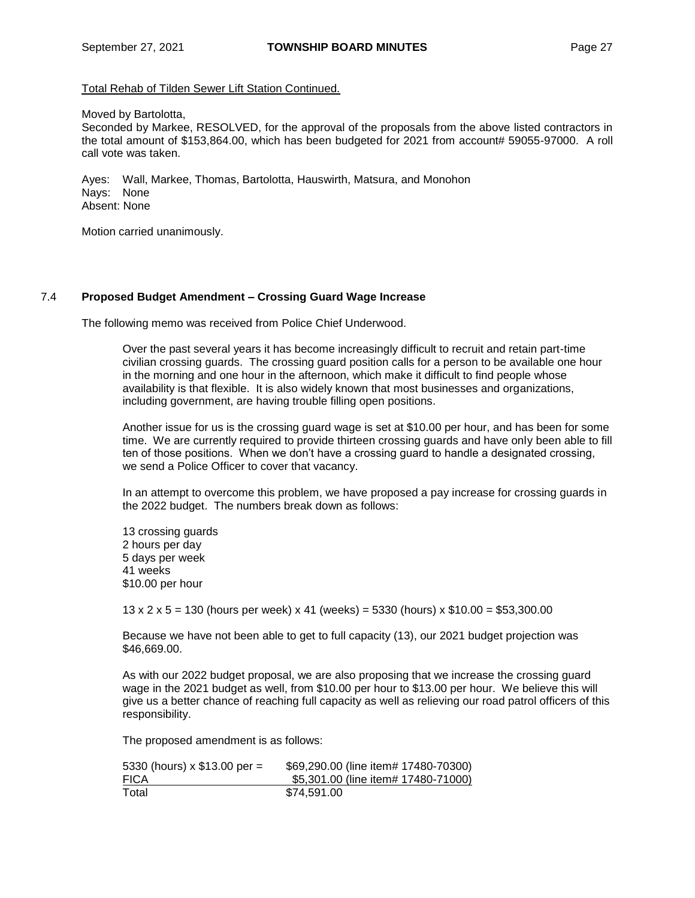Total Rehab of Tilden Sewer Lift Station Continued.

Moved by Bartolotta,
Seconded by Markee, RESOLVED, for the approval of the proposals from the above listed contractors in the total amount of $153,864.00, which has been budgeted for 2021 from account# 59055-97000. A roll call vote was taken.

Ayes: Wall, Markee, Thomas, Bartolotta, Hauswirth, Matsura, and Monohon
Nays: None
Absent: None

Motion carried unanimously.

### 7.4 **Proposed Budget Amendment – Crossing Guard Wage Increase**

The following memo was received from Police Chief Underwood.

> Over the past several years it has become increasingly difficult to recruit and retain part-time civilian crossing guards. The crossing guard position calls for a person to be available one hour in the morning and one hour in the afternoon, which make it difficult to find people whose availability is that flexible. It is also widely known that most businesses and organizations, including government, are having trouble filling open positions.
>
> Another issue for us is the crossing guard wage is set at $10.00 per hour, and has been for some time. We are currently required to provide thirteen crossing guards and have only been able to fill ten of those positions. When we don't have a crossing guard to handle a designated crossing, we send a Police Officer to cover that vacancy.
>
> In an attempt to overcome this problem, we have proposed a pay increase for crossing guards in the 2022 budget. The numbers break down as follows:
>
> 13 crossing guards
> 2 hours per day
> 5 days per week
> 41 weeks
> $10.00 per hour
>
> 13 x 2 x 5 = 130 (hours per week) x 41 (weeks) = 5330 (hours) x $10.00 = $53,300.00
>
> Because we have not been able to get to full capacity (13), our 2021 budget projection was $46,669.00.
>
> As with our 2022 budget proposal, we are also proposing that we increase the crossing guard wage in the 2021 budget as well, from $10.00 per hour to $13.00 per hour. We believe this will give us a better chance of reaching full capacity as well as relieving our road patrol officers of this responsibility.
>
> The proposed amendment is as follows:

| | |
|---|---|
| 5330 (hours) x $13.00 per = | $69,290.00 (line item# 17480-70300) |
| FICA | $5,301.00 (line item# 17480-71000) |
| Total | $74,591.00 |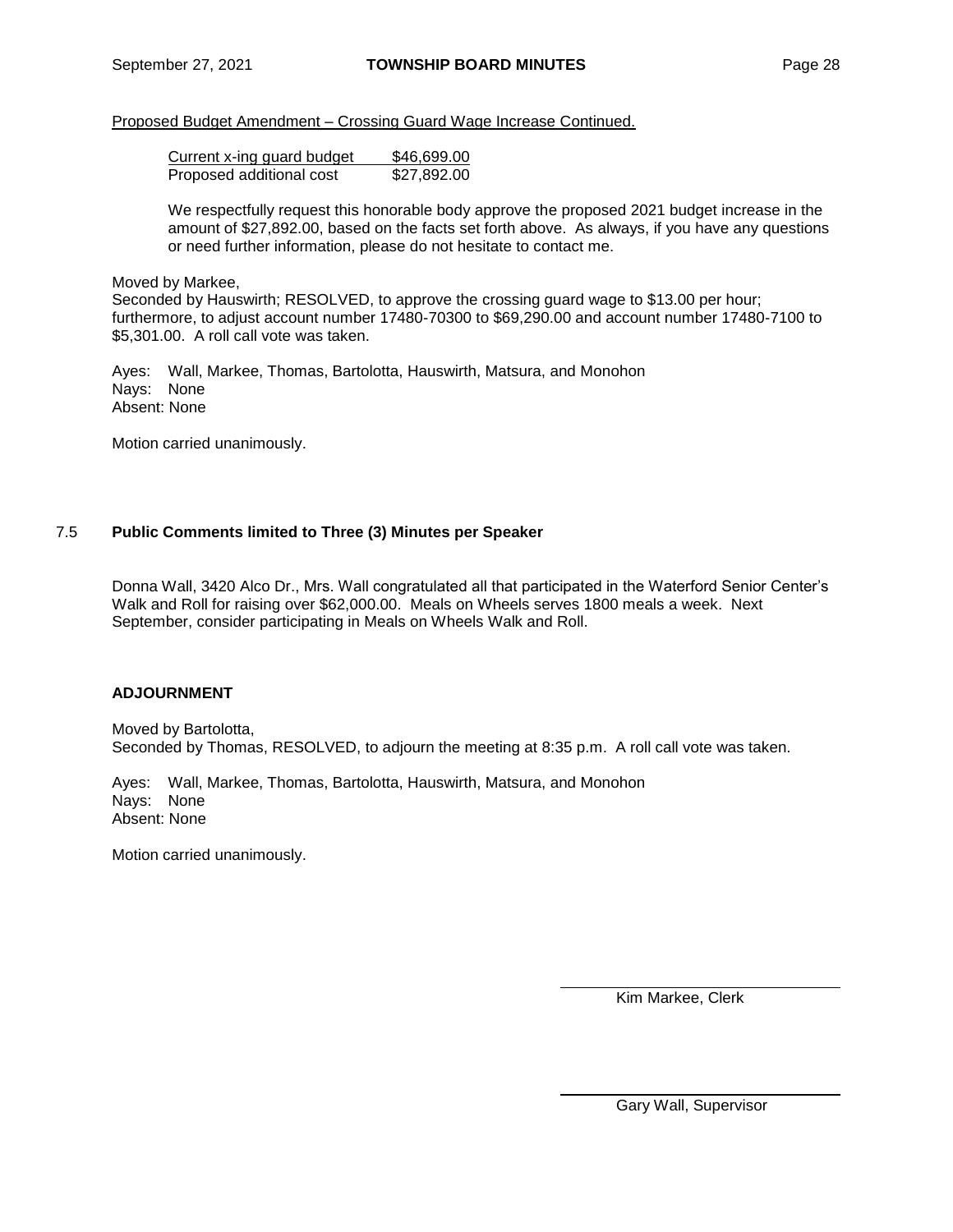Proposed Budget Amendment – Crossing Guard Wage Increase Continued.

| Current x-ing guard budget | $46,699.00 |
|---|---|
| Proposed additional cost | $27,892.00 |

We respectfully request this honorable body approve the proposed 2021 budget increase in the amount of $27,892.00, based on the facts set forth above. As always, if you have any questions or need further information, please do not hesitate to contact me.

Moved by Markee,
Seconded by Hauswirth; RESOLVED, to approve the crossing guard wage to $13.00 per hour; furthermore, to adjust account number 17480-70300 to $69,290.00 and account number 17480-7100 to $5,301.00. A roll call vote was taken.

Ayes: Wall, Markee, Thomas, Bartolotta, Hauswirth, Matsura, and Monohon
Nays: None
Absent: None

Motion carried unanimously.

## 7.5 **Public Comments limited to Three (3) Minutes per Speaker**

Donna Wall, 3420 Alco Dr., Mrs. Wall congratulated all that participated in the Waterford Senior Center's Walk and Roll for raising over $62,000.00. Meals on Wheels serves 1800 meals a week. Next September, consider participating in Meals on Wheels Walk and Roll.

## **ADJOURNMENT**

Moved by Bartolotta,
Seconded by Thomas, RESOLVED, to adjourn the meeting at 8:35 p.m. A roll call vote was taken.

Ayes: Wall, Markee, Thomas, Bartolotta, Hauswirth, Matsura, and Monohon
Nays: None
Absent: None

Motion carried unanimously.

Kim Markee, Clerk

Gary Wall, Supervisor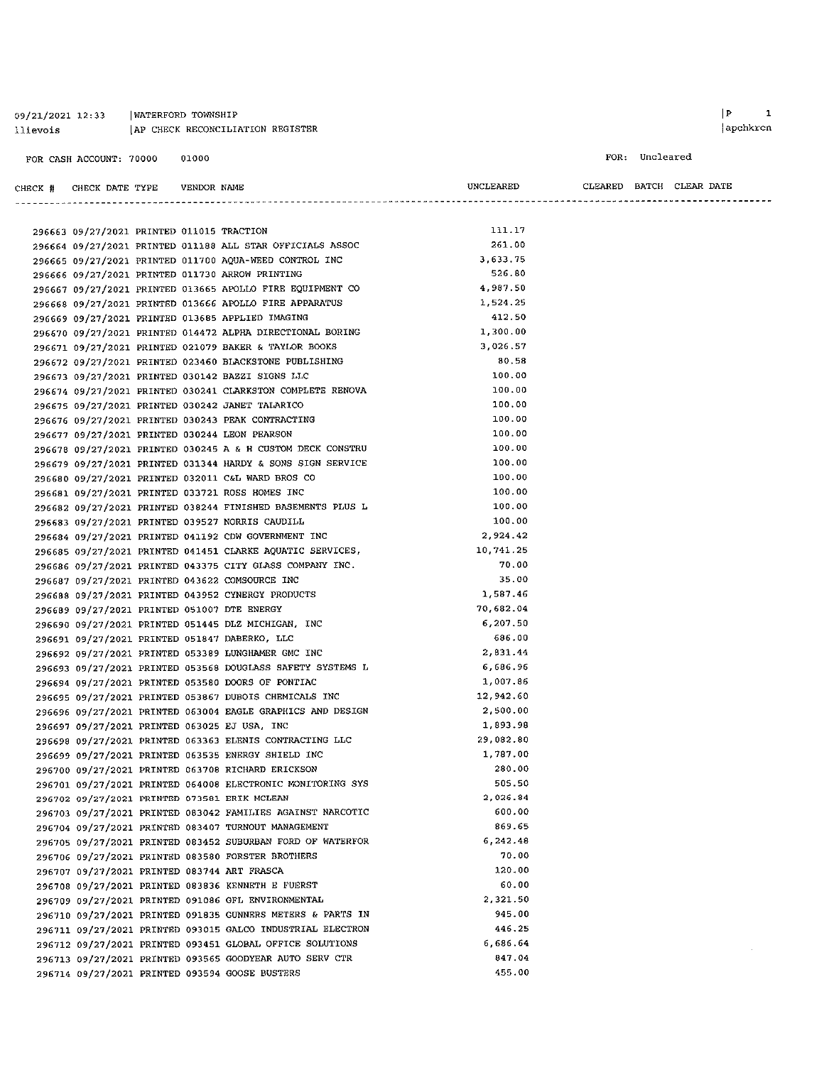09/21/2021 12:33 | WATERFORD TOWNSHIP
llievois | AP CHECK RECONCILIATION REGISTER

FOR CASH ACCOUNT: 70000 01000

FOR: Uncleared

| CHECK # | CHECK DATE | TYPE | VENDOR | VENDOR NAME | UNCLEARED | CLEARED | BATCH | CLEAR DATE |
|---|---|---|---|---|---|---|---|---|
| 296663 | 09/27/2021 | PRINTED | 011015 | TRACTION | 111.17 | | | |
| 296664 | 09/27/2021 | PRINTED | 011188 | ALL STAR OFFICIALS ASSOC | 261.00 | | | |
| 296665 | 09/27/2021 | PRINTED | 011700 | AQUA-WEED CONTROL INC | 3,633.75 | | | |
| 296666 | 09/27/2021 | PRINTED | 011730 | ARROW PRINTING | 526.80 | | | |
| 296667 | 09/27/2021 | PRINTED | 013665 | APOLLO FIRE EQUIPMENT CO | 4,987.50 | | | |
| 296668 | 09/27/2021 | PRINTED | 013666 | APOLLO FIRE APPARATUS | 1,524.25 | | | |
| 296669 | 09/27/2021 | PRINTED | 013685 | APPLIED IMAGING | 412.50 | | | |
| 296670 | 09/27/2021 | PRINTED | 014472 | ALPHA DIRECTIONAL BORING | 1,300.00 | | | |
| 296671 | 09/27/2021 | PRINTED | 021079 | BAKER & TAYLOR BOOKS | 3,026.57 | | | |
| 296672 | 09/27/2021 | PRINTED | 023460 | BLACKSTONE PUBLISHING | 80.58 | | | |
| 296673 | 09/27/2021 | PRINTED | 030142 | BAZZI SIGNS LLC | 100.00 | | | |
| 296674 | 09/27/2021 | PRINTED | 030241 | CLARKSTON COMPLETE RENOVA | 100.00 | | | |
| 296675 | 09/27/2021 | PRINTED | 030242 | JANET TALARICO | 100.00 | | | |
| 296676 | 09/27/2021 | PRINTED | 030243 | PEAK CONTRACTING | 100.00 | | | |
| 296677 | 09/27/2021 | PRINTED | 030244 | LEON PEARSON | 100.00 | | | |
| 296678 | 09/27/2021 | PRINTED | 030245 | A & H CUSTOM DECK CONSTRU | 100.00 | | | |
| 296679 | 09/27/2021 | PRINTED | 031344 | HARDY & SONS SIGN SERVICE | 100.00 | | | |
| 296680 | 09/27/2021 | PRINTED | 032011 | C&L WARD BROS CO | 100.00 | | | |
| 296681 | 09/27/2021 | PRINTED | 033721 | ROSS HOMES INC | 100.00 | | | |
| 296682 | 09/27/2021 | PRINTED | 038244 | FINISHED BASEMENTS PLUS L | 100.00 | | | |
| 296683 | 09/27/2021 | PRINTED | 039527 | NORRIS CAUDILL | 100.00 | | | |
| 296684 | 09/27/2021 | PRINTED | 041192 | CDW GOVERNMENT INC | 2,924.42 | | | |
| 296685 | 09/27/2021 | PRINTED | 041451 | CLARKE AQUATIC SERVICES, | 10,741.25 | | | |
| 296686 | 09/27/2021 | PRINTED | 043375 | CITY GLASS COMPANY INC. | 70.00 | | | |
| 296687 | 09/27/2021 | PRINTED | 043622 | COMSOURCE INC | 35.00 | | | |
| 296688 | 09/27/2021 | PRINTED | 043952 | CYNERGY PRODUCTS | 1,587.46 | | | |
| 296689 | 09/27/2021 | PRINTED | 051007 | DTE ENERGY | 70,682.04 | | | |
| 296690 | 09/27/2021 | PRINTED | 051445 | DLZ MICHIGAN, INC | 6,207.50 | | | |
| 296691 | 09/27/2021 | PRINTED | 051847 | DABERKO, LLC | 686.00 | | | |
| 296692 | 09/27/2021 | PRINTED | 053389 | LUNGHAMER GMC INC | 2,831.44 | | | |
| 296693 | 09/27/2021 | PRINTED | 053568 | DOUGLASS SAFETY SYSTEMS L | 6,686.96 | | | |
| 296694 | 09/27/2021 | PRINTED | 053580 | DOORS OF PONTIAC | 1,007.86 | | | |
| 296695 | 09/27/2021 | PRINTED | 053867 | DUBOIS CHEMICALS INC | 12,942.60 | | | |
| 296696 | 09/27/2021 | PRINTED | 063004 | EAGLE GRAPHICS AND DESIGN | 2,500.00 | | | |
| 296697 | 09/27/2021 | PRINTED | 063025 | EJ USA, INC | 1,893.98 | | | |
| 296698 | 09/27/2021 | PRINTED | 063363 | ELENIS CONTRACTING LLC | 29,082.80 | | | |
| 296699 | 09/27/2021 | PRINTED | 063535 | ENERGY SHIELD INC | 1,787.00 | | | |
| 296700 | 09/27/2021 | PRINTED | 063708 | RICHARD ERICKSON | 280.00 | | | |
| 296701 | 09/27/2021 | PRINTED | 064008 | ELECTRONIC MONITORING SYS | 505.50 | | | |
| 296702 | 09/27/2021 | PRINTED | 073581 | ERIK MCLEAN | 2,026.84 | | | |
| 296703 | 09/27/2021 | PRINTED | 083042 | FAMILIES AGAINST NARCOTIC | 600.00 | | | |
| 296704 | 09/27/2021 | PRINTED | 083407 | TURNOUT MANAGEMENT | 869.65 | | | |
| 296705 | 09/27/2021 | PRINTED | 083452 | SUBURBAN FORD OF WATERFOR | 6,242.48 | | | |
| 296706 | 09/27/2021 | PRINTED | 083580 | FORSTER BROTHERS | 70.00 | | | |
| 296707 | 09/27/2021 | PRINTED | 083744 | ART FRASCA | 120.00 | | | |
| 296708 | 09/27/2021 | PRINTED | 083836 | KENNETH E FUERST | 60.00 | | | |
| 296709 | 09/27/2021 | PRINTED | 091086 | GFL ENVIRONMENTAL | 2,321.50 | | | |
| 296710 | 09/27/2021 | PRINTED | 091835 | GUNNERS METERS & PARTS IN | 945.00 | | | |
| 296711 | 09/27/2021 | PRINTED | 093015 | GALCO INDUSTRIAL ELECTRON | 446.25 | | | |
| 296712 | 09/27/2021 | PRINTED | 093451 | GLOBAL OFFICE SOLUTIONS | 6,686.64 | | | |
| 296713 | 09/27/2021 | PRINTED | 093565 | GOODYEAR AUTO SERV CTR | 847.04 | | | |
| 296714 | 09/27/2021 | PRINTED | 093594 | GOOSE BUSTERS | 455.00 | | | |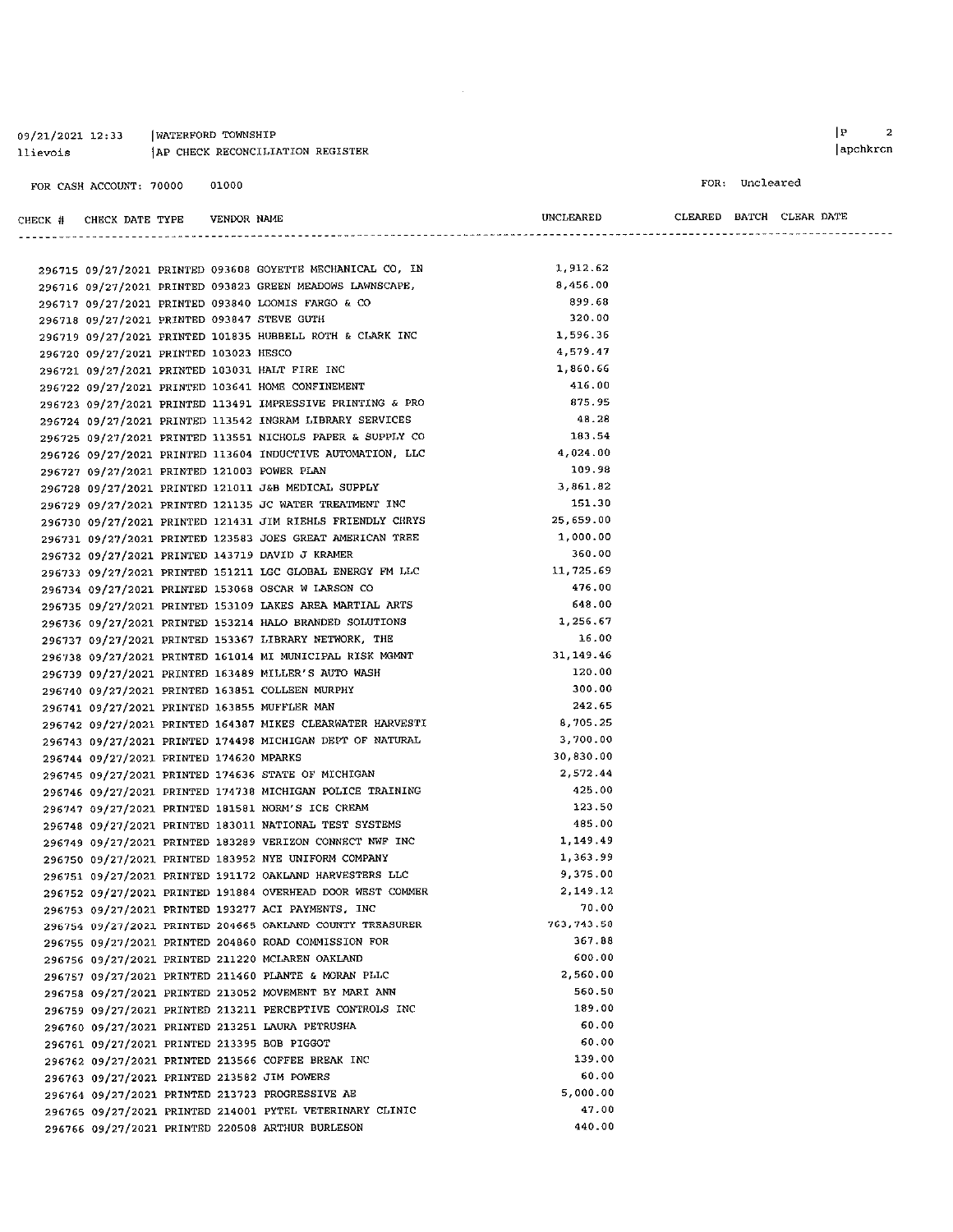09/21/2021 12:33 | WATERFORD TOWNSHIP
llievois | AP CHECK RECONCILIATION REGISTER

FOR CASH ACCOUNT: 70000 01000 FOR: Uncleared

| CHECK # | CHECK DATE | TYPE | VENDOR | NAME | UNCLEARED | CLEARED | BATCH | CLEAR DATE |
|---|---|---|---|---|---|---|---|---|
| 296715 | 09/27/2021 | PRINTED | 093608 | GOYETTE MECHANICAL CO, IN | 1,912.62 | | | |
| 296716 | 09/27/2021 | PRINTED | 093823 | GREEN MEADOWS LAWNSCAPE, | 8,456.00 | | | |
| 296717 | 09/27/2021 | PRINTED | 093840 | LOOMIS FARGO & CO | 899.68 | | | |
| 296718 | 09/27/2021 | PRINTED | 093847 | STEVE GUTH | 320.00 | | | |
| 296719 | 09/27/2021 | PRINTED | 101835 | HUBBELL ROTH & CLARK INC | 1,596.36 | | | |
| 296720 | 09/27/2021 | PRINTED | 103023 | HESCO | 4,579.47 | | | |
| 296721 | 09/27/2021 | PRINTED | 103031 | HALT FIRE INC | 1,860.66 | | | |
| 296722 | 09/27/2021 | PRINTED | 103641 | HOME CONFINEMENT | 416.00 | | | |
| 296723 | 09/27/2021 | PRINTED | 113491 | IMPRESSIVE PRINTING & PRO | 875.95 | | | |
| 296724 | 09/27/2021 | PRINTED | 113542 | INGRAM LIBRARY SERVICES | 48.28 | | | |
| 296725 | 09/27/2021 | PRINTED | 113551 | NICHOLS PAPER & SUPPLY CO | 183.54 | | | |
| 296726 | 09/27/2021 | PRINTED | 113604 | INDUCTIVE AUTOMATION, LLC | 4,024.00 | | | |
| 296727 | 09/27/2021 | PRINTED | 121003 | POWER PLAN | 109.98 | | | |
| 296728 | 09/27/2021 | PRINTED | 121011 | J&B MEDICAL SUPPLY | 3,861.82 | | | |
| 296729 | 09/27/2021 | PRINTED | 121135 | JC WATER TREATMENT INC | 151.30 | | | |
| 296730 | 09/27/2021 | PRINTED | 121431 | JIM RIEHLS FRIENDLY CHRYS | 25,659.00 | | | |
| 296731 | 09/27/2021 | PRINTED | 123583 | JOES GREAT AMERICAN TREE | 1,000.00 | | | |
| 296732 | 09/27/2021 | PRINTED | 143719 | DAVID J KRAMER | 360.00 | | | |
| 296733 | 09/27/2021 | PRINTED | 151211 | LGC GLOBAL ENERGY FM LLC | 11,725.69 | | | |
| 296734 | 09/27/2021 | PRINTED | 153068 | OSCAR W LARSON CO | 476.00 | | | |
| 296735 | 09/27/2021 | PRINTED | 153109 | LAKES AREA MARTIAL ARTS | 648.00 | | | |
| 296736 | 09/27/2021 | PRINTED | 153214 | HALO BRANDED SOLUTIONS | 1,256.67 | | | |
| 296737 | 09/27/2021 | PRINTED | 153367 | LIBRARY NETWORK, THE | 16.00 | | | |
| 296738 | 09/27/2021 | PRINTED | 161014 | MI MUNICIPAL RISK MGMNT | 31,149.46 | | | |
| 296739 | 09/27/2021 | PRINTED | 163489 | MILLER'S AUTO WASH | 120.00 | | | |
| 296740 | 09/27/2021 | PRINTED | 163851 | COLLEEN MURPHY | 300.00 | | | |
| 296741 | 09/27/2021 | PRINTED | 163855 | MUFFLER MAN | 242.65 | | | |
| 296742 | 09/27/2021 | PRINTED | 164387 | MIKES CLEARWATER HARVESTI | 8,705.25 | | | |
| 296743 | 09/27/2021 | PRINTED | 174498 | MICHIGAN DEPT OF NATURAL | 3,700.00 | | | |
| 296744 | 09/27/2021 | PRINTED | 174620 | MPARKS | 30,830.00 | | | |
| 296745 | 09/27/2021 | PRINTED | 174636 | STATE OF MICHIGAN | 2,572.44 | | | |
| 296746 | 09/27/2021 | PRINTED | 174738 | MICHIGAN POLICE TRAINING | 425.00 | | | |
| 296747 | 09/27/2021 | PRINTED | 181581 | NORM'S ICE CREAM | 123.50 | | | |
| 296748 | 09/27/2021 | PRINTED | 183011 | NATIONAL TEST SYSTEMS | 485.00 | | | |
| 296749 | 09/27/2021 | PRINTED | 183289 | VERIZON CONNECT NWF INC | 1,149.49 | | | |
| 296750 | 09/27/2021 | PRINTED | 183952 | NYE UNIFORM COMPANY | 1,363.99 | | | |
| 296751 | 09/27/2021 | PRINTED | 191172 | OAKLAND HARVESTERS LLC | 9,375.00 | | | |
| 296752 | 09/27/2021 | PRINTED | 191884 | OVERHEAD DOOR WEST COMMER | 2,149.12 | | | |
| 296753 | 09/27/2021 | PRINTED | 193277 | ACI PAYMENTS, INC | 70.00 | | | |
| 296754 | 09/27/2021 | PRINTED | 204665 | OAKLAND COUNTY TREASURER | 763,743.50 | | | |
| 296755 | 09/27/2021 | PRINTED | 204860 | ROAD COMMISSION FOR | 367.88 | | | |
| 296756 | 09/27/2021 | PRINTED | 211220 | MCLAREN OAKLAND | 600.00 | | | |
| 296757 | 09/27/2021 | PRINTED | 211460 | PLANTE & MORAN PLLC | 2,560.00 | | | |
| 296758 | 09/27/2021 | PRINTED | 213052 | MOVEMENT BY MARI ANN | 560.50 | | | |
| 296759 | 09/27/2021 | PRINTED | 213211 | PERCEPTIVE CONTROLS INC | 189.00 | | | |
| 296760 | 09/27/2021 | PRINTED | 213251 | LAURA PETRUSHA | 60.00 | | | |
| 296761 | 09/27/2021 | PRINTED | 213395 | BOB PIGGOT | 60.00 | | | |
| 296762 | 09/27/2021 | PRINTED | 213566 | COFFEE BREAK INC | 139.00 | | | |
| 296763 | 09/27/2021 | PRINTED | 213582 | JIM POWERS | 60.00 | | | |
| 296764 | 09/27/2021 | PRINTED | 213723 | PROGRESSIVE AE | 5,000.00 | | | |
| 296765 | 09/27/2021 | PRINTED | 214001 | PYTEL VETERINARY CLINIC | 47.00 | | | |
| 296766 | 09/27/2021 | PRINTED | 220508 | ARTHUR BURLESON | 440.00 | | | |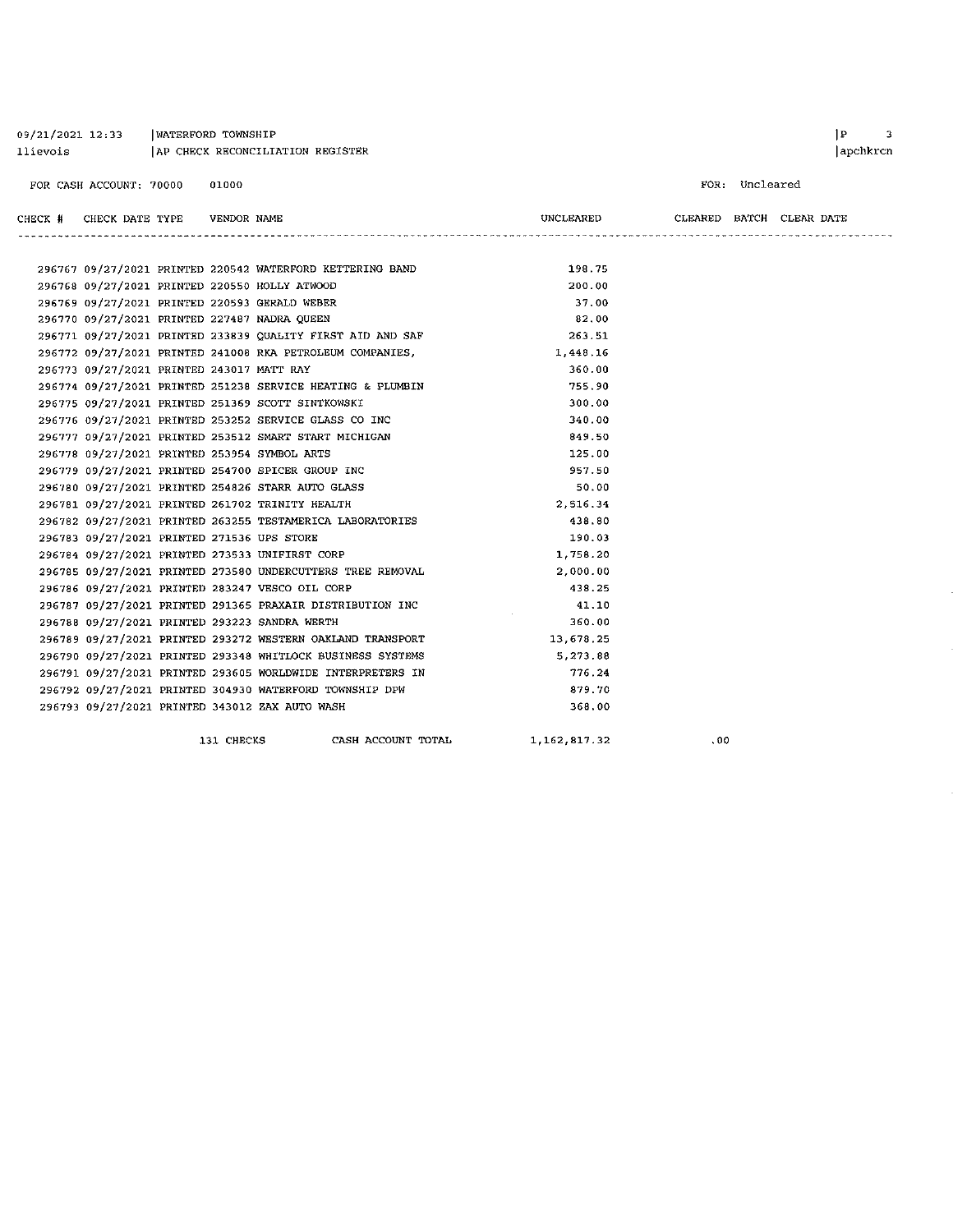WATERFORD TOWNSHIP
AP CHECK RECONCILIATION REGISTER

FOR CASH ACCOUNT: 70000 01000

FOR: Uncleared

| CHECK # | CHECK DATE | TYPE | VENDOR | NAME | UNCLEARED | CLEARED | BATCH | CLEAR DATE |
|---|---|---|---|---|---|---|---|---|
| 296767 | 09/27/2021 | PRINTED | 220542 | WATERFORD KETTERING BAND | 198.75 | | | |
| 296768 | 09/27/2021 | PRINTED | 220550 | HOLLY ATWOOD | 200.00 | | | |
| 296769 | 09/27/2021 | PRINTED | 220593 | GERALD WEBER | 37.00 | | | |
| 296770 | 09/27/2021 | PRINTED | 227487 | NADRA QUEEN | 82.00 | | | |
| 296771 | 09/27/2021 | PRINTED | 233839 | QUALITY FIRST AID AND SAF | 263.51 | | | |
| 296772 | 09/27/2021 | PRINTED | 241008 | RKA PETROLEUM COMPANIES, | 1,448.16 | | | |
| 296773 | 09/27/2021 | PRINTED | 243017 | MATT RAY | 360.00 | | | |
| 296774 | 09/27/2021 | PRINTED | 251238 | SERVICE HEATING & PLUMBIN | 755.90 | | | |
| 296775 | 09/27/2021 | PRINTED | 251369 | SCOTT SINTKOWSKI | 300.00 | | | |
| 296776 | 09/27/2021 | PRINTED | 253252 | SERVICE GLASS CO INC | 340.00 | | | |
| 296777 | 09/27/2021 | PRINTED | 253512 | SMART START MICHIGAN | 849.50 | | | |
| 296778 | 09/27/2021 | PRINTED | 253954 | SYMBOL ARTS | 125.00 | | | |
| 296779 | 09/27/2021 | PRINTED | 254700 | SPICER GROUP INC | 957.50 | | | |
| 296780 | 09/27/2021 | PRINTED | 254826 | STARR AUTO GLASS | 50.00 | | | |
| 296781 | 09/27/2021 | PRINTED | 261702 | TRINITY HEALTH | 2,516.34 | | | |
| 296782 | 09/27/2021 | PRINTED | 263255 | TESTAMERICA LABORATORIES | 438.80 | | | |
| 296783 | 09/27/2021 | PRINTED | 271536 | UPS STORE | 190.03 | | | |
| 296784 | 09/27/2021 | PRINTED | 273533 | UNIFIRST CORP | 1,758.20 | | | |
| 296785 | 09/27/2021 | PRINTED | 273580 | UNDERCUTTERS TREE REMOVAL | 2,000.00 | | | |
| 296786 | 09/27/2021 | PRINTED | 283247 | VESCO OIL CORP | 438.25 | | | |
| 296787 | 09/27/2021 | PRINTED | 291365 | PRAXAIR DISTRIBUTION INC | 41.10 | | | |
| 296788 | 09/27/2021 | PRINTED | 293223 | SANDRA WERTH | 360.00 | | | |
| 296789 | 09/27/2021 | PRINTED | 293272 | WESTERN OAKLAND TRANSPORT | 13,678.25 | | | |
| 296790 | 09/27/2021 | PRINTED | 293348 | WHITLOCK BUSINESS SYSTEMS | 5,273.88 | | | |
| 296791 | 09/27/2021 | PRINTED | 293605 | WORLDWIDE INTERPRETERS IN | 776.24 | | | |
| 296792 | 09/27/2021 | PRINTED | 304930 | WATERFORD TOWNSHIP DPW | 879.70 | | | |
| 296793 | 09/27/2021 | PRINTED | 343012 | ZAX AUTO WASH | 368.00 | | | |
| | | | 131 CHECKS | CASH ACCOUNT TOTAL | 1,162,817.32 | .00 | | |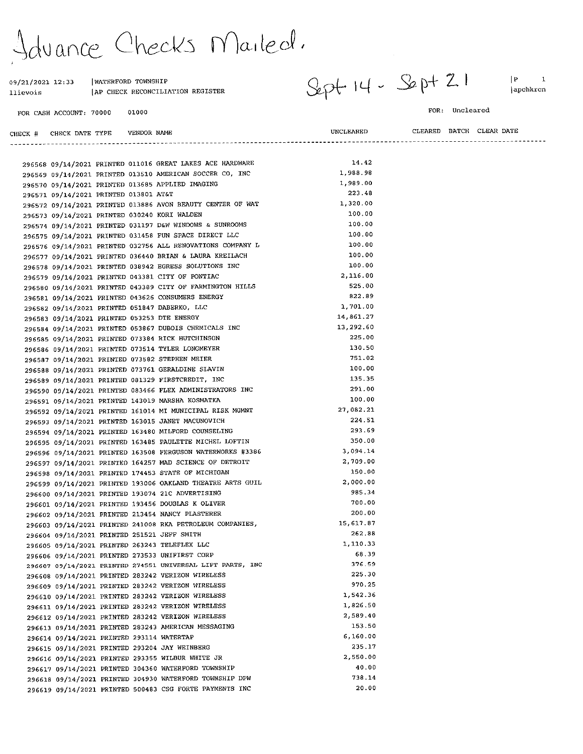Advance Checks Mailed.

09/21/2021 12:33 | WATERFORD TOWNSHIP
llievois | AP CHECK RECONCILIATION REGISTER

Sept 14 - Sept 21

|P 1
|apchkrcn

FOR CASH ACCOUNT: 70000 01000

FOR: Uncleared

| CHECK # | CHECK DATE | TYPE | VENDOR NAME | UNCLEARED | CLEARED | BATCH | CLEAR DATE |
|---|---|---|---|---|---|---|---|
| 296568 | 09/14/2021 | PRINTED | 011016 GREAT LAKES ACE HARDWARE | 14.42 | | | |
| 296569 | 09/14/2021 | PRINTED | 013510 AMERICAN SOCCER CO, INC | 1,988.98 | | | |
| 296570 | 09/14/2021 | PRINTED | 013685 APPLIED IMAGING | 1,989.00 | | | |
| 296571 | 09/14/2021 | PRINTED | 013801 AT&T | 223.48 | | | |
| 296572 | 09/14/2021 | PRINTED | 013886 AVON BEAUTY CENTER OF WAT | 1,320.00 | | | |
| 296573 | 09/14/2021 | PRINTED | 030240 KORI WALDEN | 100.00 | | | |
| 296574 | 09/14/2021 | PRINTED | 031197 D&W WINDOWS & SUNROOMS | 100.00 | | | |
| 296575 | 09/14/2021 | PRINTED | 031458 FUN SPACE DIRECT LLC | 100.00 | | | |
| 296576 | 09/14/2021 | PRINTED | 032756 ALL RENOVATIONS COMPANY L | 100.00 | | | |
| 296577 | 09/14/2021 | PRINTED | 036440 BRIAN & LAURA KREILACH | 100.00 | | | |
| 296578 | 09/14/2021 | PRINTED | 038942 EGRESS SOLUTIONS INC | 100.00 | | | |
| 296579 | 09/14/2021 | PRINTED | 043381 CITY OF PONTIAC | 2,116.00 | | | |
| 296580 | 09/14/2021 | PRINTED | 043389 CITY OF FARMINGTON HILLS | 525.00 | | | |
| 296581 | 09/14/2021 | PRINTED | 043626 CONSUMERS ENERGY | 822.89 | | | |
| 296582 | 09/14/2021 | PRINTED | 051847 DABERKO, LLC | 1,701.00 | | | |
| 296583 | 09/14/2021 | PRINTED | 053253 DTE ENERGY | 14,861.27 | | | |
| 296584 | 09/14/2021 | PRINTED | 053867 DUBOIS CHEMICALS INC | 13,292.60 | | | |
| 296585 | 09/14/2021 | PRINTED | 073384 RICK HUTCHINSON | 225.00 | | | |
| 296586 | 09/14/2021 | PRINTED | 073514 TYLER LONGMEYER | 130.50 | | | |
| 296587 | 09/14/2021 | PRINTED | 073582 STEPHEN MEIER | 751.02 | | | |
| 296588 | 09/14/2021 | PRINTED | 073761 GERALDINE SLAVIN | 100.00 | | | |
| 296589 | 09/14/2021 | PRINTED | 081329 FIRSTCREDIT, INC | 135.35 | | | |
| 296590 | 09/14/2021 | PRINTED | 083466 FLEX ADMINISTRATORS INC | 291.00 | | | |
| 296591 | 09/14/2021 | PRINTED | 143019 MARSHA KOSMATKA | 100.00 | | | |
| 296592 | 09/14/2021 | PRINTED | 161014 MI MUNICIPAL RISK MGMNT | 27,082.21 | | | |
| 296593 | 09/14/2021 | PRINTED | 163015 JANET MACUNOVICH | 224.51 | | | |
| 296594 | 09/14/2021 | PRINTED | 163480 MILFORD COUNSELING | 293.69 | | | |
| 296595 | 09/14/2021 | PRINTED | 163485 PAULETTE MICHEL LOFTIN | 350.00 | | | |
| 296596 | 09/14/2021 | PRINTED | 163508 FERGUSON WATERWORKS #3386 | 3,094.14 | | | |
| 296597 | 09/14/2021 | PRINTED | 164257 MAD SCIENCE OF DETROIT | 2,709.00 | | | |
| 296598 | 09/14/2021 | PRINTED | 174453 STATE OF MICHIGAN | 150.00 | | | |
| 296599 | 09/14/2021 | PRINTED | 193006 OAKLAND THEATRE ARTS GUIL | 2,000.00 | | | |
| 296600 | 09/14/2021 | PRINTED | 193074 21C ADVERTISING | 985.34 | | | |
| 296601 | 09/14/2021 | PRINTED | 193456 DOUGLAS K OLIVER | 700.00 | | | |
| 296602 | 09/14/2021 | PRINTED | 213454 NANCY PLASTERER | 200.00 | | | |
| 296603 | 09/14/2021 | PRINTED | 241008 RKA PETROLEUM COMPANIES, | 15,617.87 | | | |
| 296604 | 09/14/2021 | PRINTED | 251521 JEFF SMITH | 262.88 | | | |
| 296605 | 09/14/2021 | PRINTED | 263243 TELEFLEX LLC | 1,110.33 | | | |
| 296606 | 09/14/2021 | PRINTED | 273533 UNIFIRST CORP | 68.39 | | | |
| 296607 | 09/14/2021 | PRINTED | 274551 UNIVERSAL LIFT PARTS, INC | 376.59 | | | |
| 296608 | 09/14/2021 | PRINTED | 283242 VERIZON WIRELESS | 225.30 | | | |
| 296609 | 09/14/2021 | PRINTED | 283242 VERIZON WIRELESS | 970.25 | | | |
| 296610 | 09/14/2021 | PRINTED | 283242 VERIZON WIRELESS | 1,542.36 | | | |
| 296611 | 09/14/2021 | PRINTED | 283242 VERIZON WIRELESS | 1,826.50 | | | |
| 296612 | 09/14/2021 | PRINTED | 283242 VERIZON WIRELESS | 2,589.40 | | | |
| 296613 | 09/14/2021 | PRINTED | 283243 AMERICAN MESSAGING | 153.50 | | | |
| 296614 | 09/14/2021 | PRINTED | 293114 WATERTAP | 6,160.00 | | | |
| 296615 | 09/14/2021 | PRINTED | 293204 JAY WEINBERG | 235.17 | | | |
| 296616 | 09/14/2021 | PRINTED | 293355 WILBUR WHITE JR | 2,550.00 | | | |
| 296617 | 09/14/2021 | PRINTED | 304360 WATERFORD TOWNSHIP | 40.00 | | | |
| 296618 | 09/14/2021 | PRINTED | 304930 WATERFORD TOWNSHIP DPW | 738.14 | | | |
| 296619 | 09/14/2021 | PRINTED | 500483 CSG FORTE PAYMENTS INC | 20.00 | | | |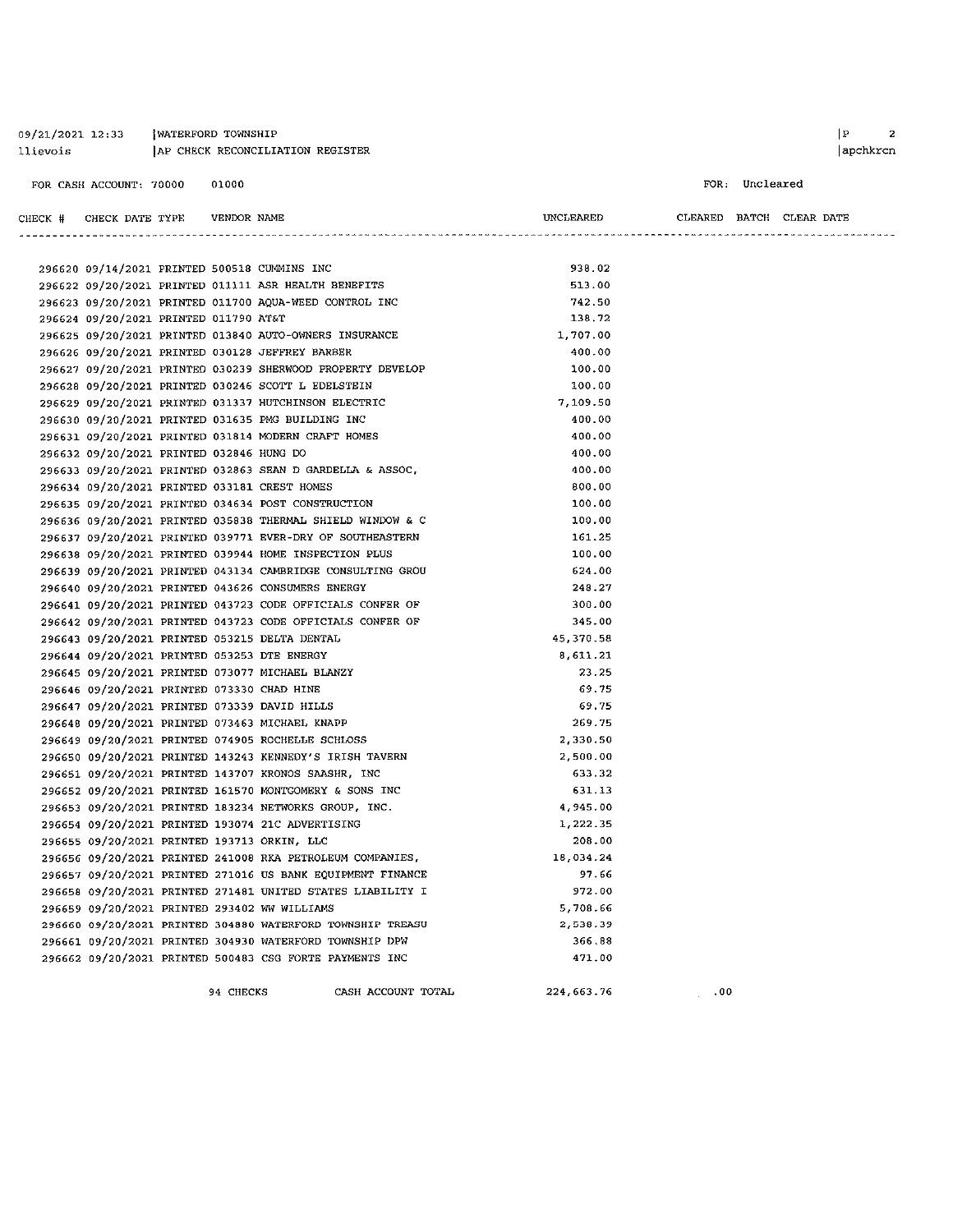09/21/2021 12:33 | WATERFORD TOWNSHIP
llievois | AP CHECK RECONCILIATION REGISTER

FOR CASH ACCOUNT: 70000 01000

FOR: Uncleared

| CHECK # | CHECK DATE | TYPE | VENDOR | NAME | UNCLEARED | CLEARED | BATCH | CLEAR DATE |
|---|---|---|---|---|---|---|---|---|
| 296620 | 09/14/2021 | PRINTED | 500518 | CUMMINS INC | 938.02 | | | |
| 296622 | 09/20/2021 | PRINTED | 011111 | ASR HEALTH BENEFITS | 513.00 | | | |
| 296623 | 09/20/2021 | PRINTED | 011700 | AQUA-WEED CONTROL INC | 742.50 | | | |
| 296624 | 09/20/2021 | PRINTED | 011790 | AT&T | 138.72 | | | |
| 296625 | 09/20/2021 | PRINTED | 013840 | AUTO-OWNERS INSURANCE | 1,707.00 | | | |
| 296626 | 09/20/2021 | PRINTED | 030128 | JEFFREY BARBER | 400.00 | | | |
| 296627 | 09/20/2021 | PRINTED | 030239 | SHERWOOD PROPERTY DEVELOP | 100.00 | | | |
| 296628 | 09/20/2021 | PRINTED | 030246 | SCOTT L EDELSTEIN | 100.00 | | | |
| 296629 | 09/20/2021 | PRINTED | 031337 | HUTCHINSON ELECTRIC | 7,109.50 | | | |
| 296630 | 09/20/2021 | PRINTED | 031635 | PMG BUILDING INC | 400.00 | | | |
| 296631 | 09/20/2021 | PRINTED | 031814 | MODERN CRAFT HOMES | 400.00 | | | |
| 296632 | 09/20/2021 | PRINTED | 032846 | HUNG DO | 400.00 | | | |
| 296633 | 09/20/2021 | PRINTED | 032863 | SEAN D GARDELLA & ASSOC, | 400.00 | | | |
| 296634 | 09/20/2021 | PRINTED | 033181 | CREST HOMES | 800.00 | | | |
| 296635 | 09/20/2021 | PRINTED | 034634 | POST CONSTRUCTION | 100.00 | | | |
| 296636 | 09/20/2021 | PRINTED | 035838 | THERMAL SHIELD WINDOW & C | 100.00 | | | |
| 296637 | 09/20/2021 | PRINTED | 039771 | EVER-DRY OF SOUTHEASTERN | 161.25 | | | |
| 296638 | 09/20/2021 | PRINTED | 039944 | HOME INSPECTION PLUS | 100.00 | | | |
| 296639 | 09/20/2021 | PRINTED | 043134 | CAMBRIDGE CONSULTING GROU | 624.00 | | | |
| 296640 | 09/20/2021 | PRINTED | 043626 | CONSUMERS ENERGY | 248.27 | | | |
| 296641 | 09/20/2021 | PRINTED | 043723 | CODE OFFICIALS CONFER OF | 300.00 | | | |
| 296642 | 09/20/2021 | PRINTED | 043723 | CODE OFFICIALS CONFER OF | 345.00 | | | |
| 296643 | 09/20/2021 | PRINTED | 053215 | DELTA DENTAL | 45,370.58 | | | |
| 296644 | 09/20/2021 | PRINTED | 053253 | DTE ENERGY | 8,611.21 | | | |
| 296645 | 09/20/2021 | PRINTED | 073077 | MICHAEL BLANZY | 23.25 | | | |
| 296646 | 09/20/2021 | PRINTED | 073330 | CHAD HINE | 69.75 | | | |
| 296647 | 09/20/2021 | PRINTED | 073339 | DAVID HILLS | 69.75 | | | |
| 296648 | 09/20/2021 | PRINTED | 073463 | MICHAEL KNAPP | 269.75 | | | |
| 296649 | 09/20/2021 | PRINTED | 074905 | ROCHELLE SCHLOSS | 2,330.50 | | | |
| 296650 | 09/20/2021 | PRINTED | 143243 | KENNEDY'S IRISH TAVERN | 2,500.00 | | | |
| 296651 | 09/20/2021 | PRINTED | 143707 | KRONOS SAASHR, INC | 633.32 | | | |
| 296652 | 09/20/2021 | PRINTED | 161570 | MONTGOMERY & SONS INC | 631.13 | | | |
| 296653 | 09/20/2021 | PRINTED | 183234 | NETWORKS GROUP, INC. | 4,945.00 | | | |
| 296654 | 09/20/2021 | PRINTED | 193074 | 21C ADVERTISING | 1,222.35 | | | |
| 296655 | 09/20/2021 | PRINTED | 193713 | ORKIN, LLC | 208.00 | | | |
| 296656 | 09/20/2021 | PRINTED | 241008 | RKA PETROLEUM COMPANIES, | 18,034.24 | | | |
| 296657 | 09/20/2021 | PRINTED | 271016 | US BANK EQUIPMENT FINANCE | 97.66 | | | |
| 296658 | 09/20/2021 | PRINTED | 271481 | UNITED STATES LIABILITY I | 972.00 | | | |
| 296659 | 09/20/2021 | PRINTED | 293402 | WW WILLIAMS | 5,708.66 | | | |
| 296660 | 09/20/2021 | PRINTED | 304880 | WATERFORD TOWNSHIP TREASU | 2,538.39 | | | |
| 296661 | 09/20/2021 | PRINTED | 304930 | WATERFORD TOWNSHIP DPW | 366.88 | | | |
| 296662 | 09/20/2021 | PRINTED | 500483 | CSG FORTE PAYMENTS INC | 471.00 | | | |

94 CHECKS CASH ACCOUNT TOTAL 224,663.76 .00